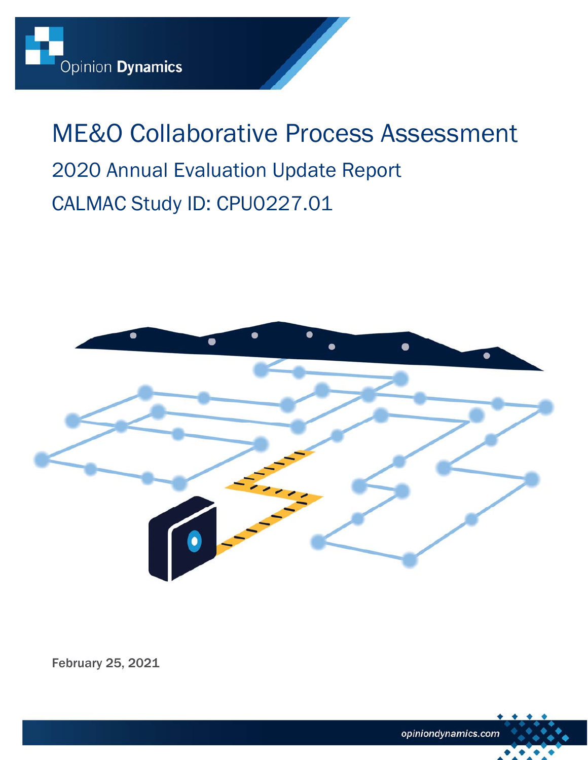Opinion Dynamics

# ME&O Collaborative Process Assessment

## 2020 Annual Evaluation Update Report

## CALMAC Study ID: CPU0227.01

February 25, 2021

opiniondynamics.com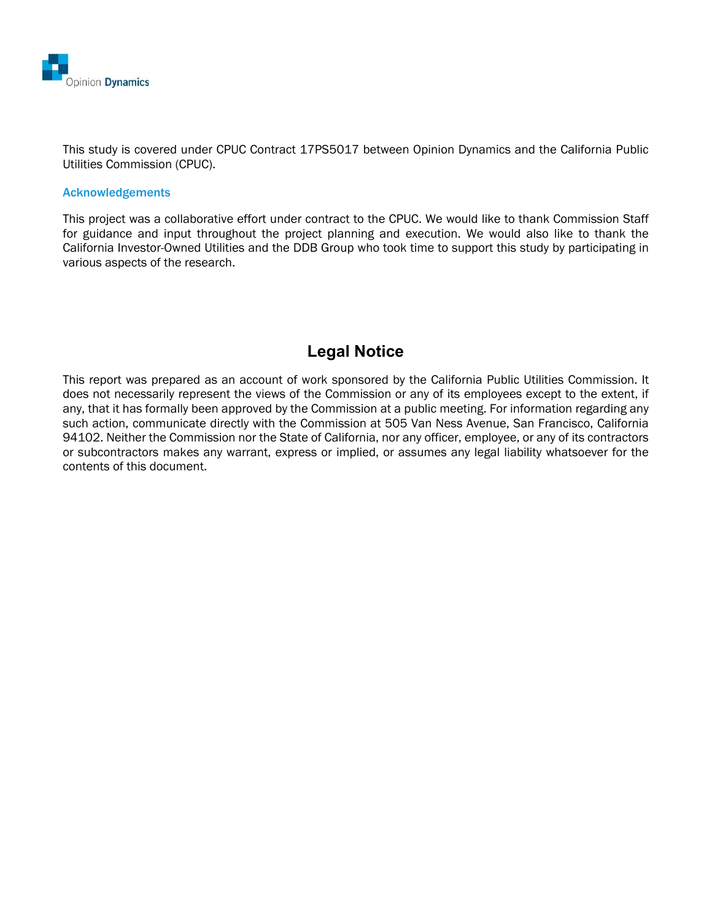This study is covered under CPUC Contract 17PS5017 between Opinion Dynamics and the California Public Utilities Commission (CPUC).

### Acknowledgements

This project was a collaborative effort under contract to the CPUC. We would like to thank Commission Staff for guidance and input throughout the project planning and execution. We would also like to thank the California Investor-Owned Utilities and the DDB Group who took time to support this study by participating in various aspects of the research.

## Legal Notice

This report was prepared as an account of work sponsored by the California Public Utilities Commission. It does not necessarily represent the views of the Commission or any of its employees except to the extent, if any, that it has formally been approved by the Commission at a public meeting. For information regarding any such action, communicate directly with the Commission at 505 Van Ness Avenue, San Francisco, California 94102. Neither the Commission nor the State of California, nor any officer, employee, or any of its contractors or subcontractors makes any warrant, express or implied, or assumes any legal liability whatsoever for the contents of this document.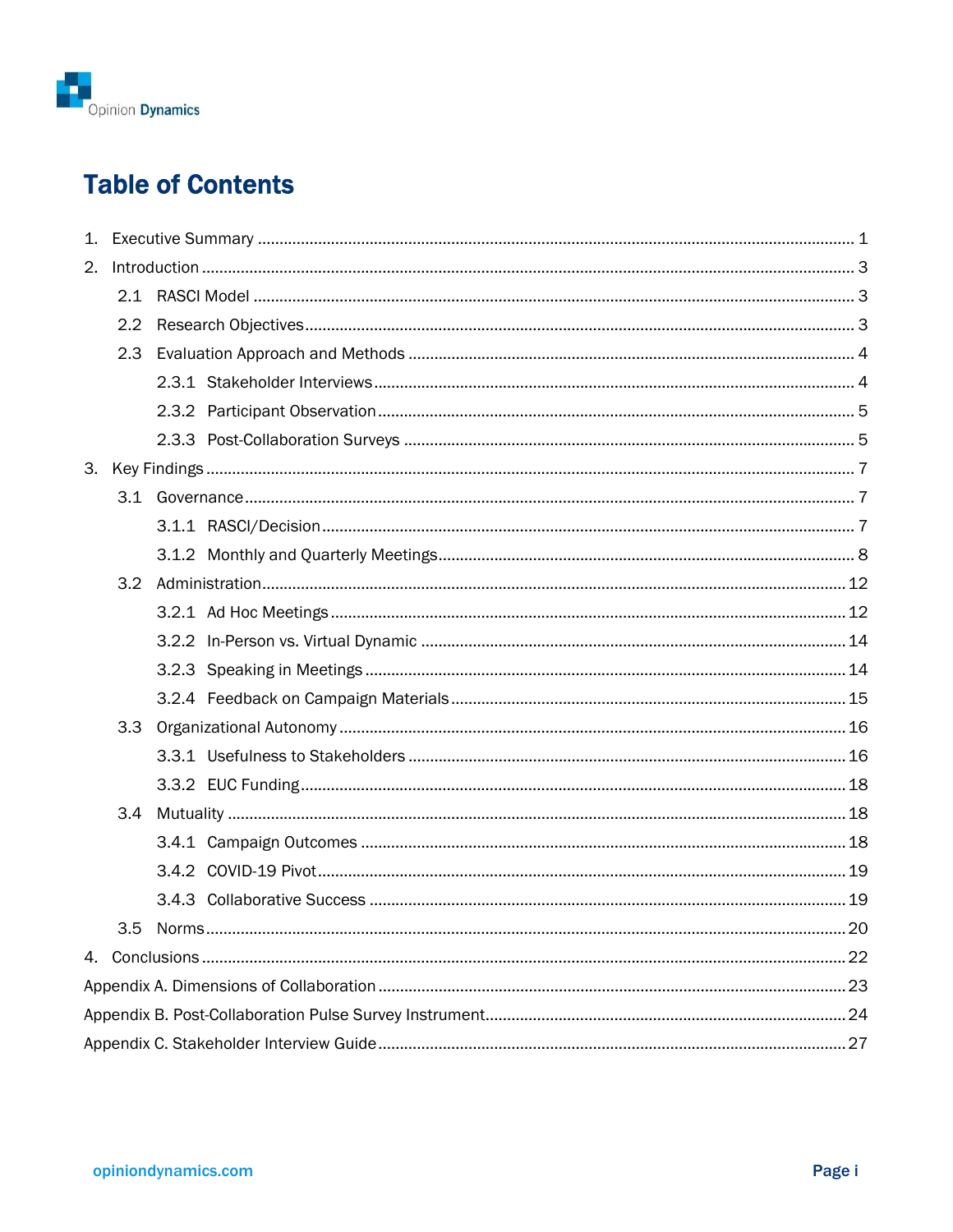# Table of Contents

1. Executive Summary ........................................................................................................................ 1
2. Introduction ..................................................................................................................................... 3
   - 2.1 RASCI Model ......................................................................................................................... 3
   - 2.2 Research Objectives ............................................................................................................. 3
   - 2.3 Evaluation Approach and Methods ...................................................................................... 4
     - 2.3.1 Stakeholder Interviews ................................................................................................ 4
     - 2.3.2 Participant Observation ................................................................................................ 5
     - 2.3.3 Post-Collaboration Surveys .......................................................................................... 5
3. Key Findings .................................................................................................................................... 7
   - 3.1 Governance ........................................................................................................................... 7
     - 3.1.1 RASCI/Decision ............................................................................................................ 7
     - 3.1.2 Monthly and Quarterly Meetings ................................................................................. 8
   - 3.2 Administration ..................................................................................................................... 12
     - 3.2.1 Ad Hoc Meetings ........................................................................................................ 12
     - 3.2.2 In-Person vs. Virtual Dynamic .................................................................................... 14
     - 3.2.3 Speaking in Meetings ................................................................................................. 14
     - 3.2.4 Feedback on Campaign Materials .............................................................................. 15
   - 3.3 Organizational Autonomy .................................................................................................... 16
     - 3.3.1 Usefulness to Stakeholders ....................................................................................... 16
     - 3.3.2 EUC Funding ............................................................................................................... 18
   - 3.4 Mutuality ............................................................................................................................. 18
     - 3.4.1 Campaign Outcomes .................................................................................................. 18
     - 3.4.2 COVID-19 Pivot ........................................................................................................... 19
     - 3.4.3 Collaborative Success ................................................................................................ 19
   - 3.5 Norms .................................................................................................................................. 20
4. Conclusions ................................................................................................................................... 22

Appendix A. Dimensions of Collaboration ........................................................................................... 23

Appendix B. Post-Collaboration Pulse Survey Instrument ................................................................... 24

Appendix C. Stakeholder Interview Guide ........................................................................................... 27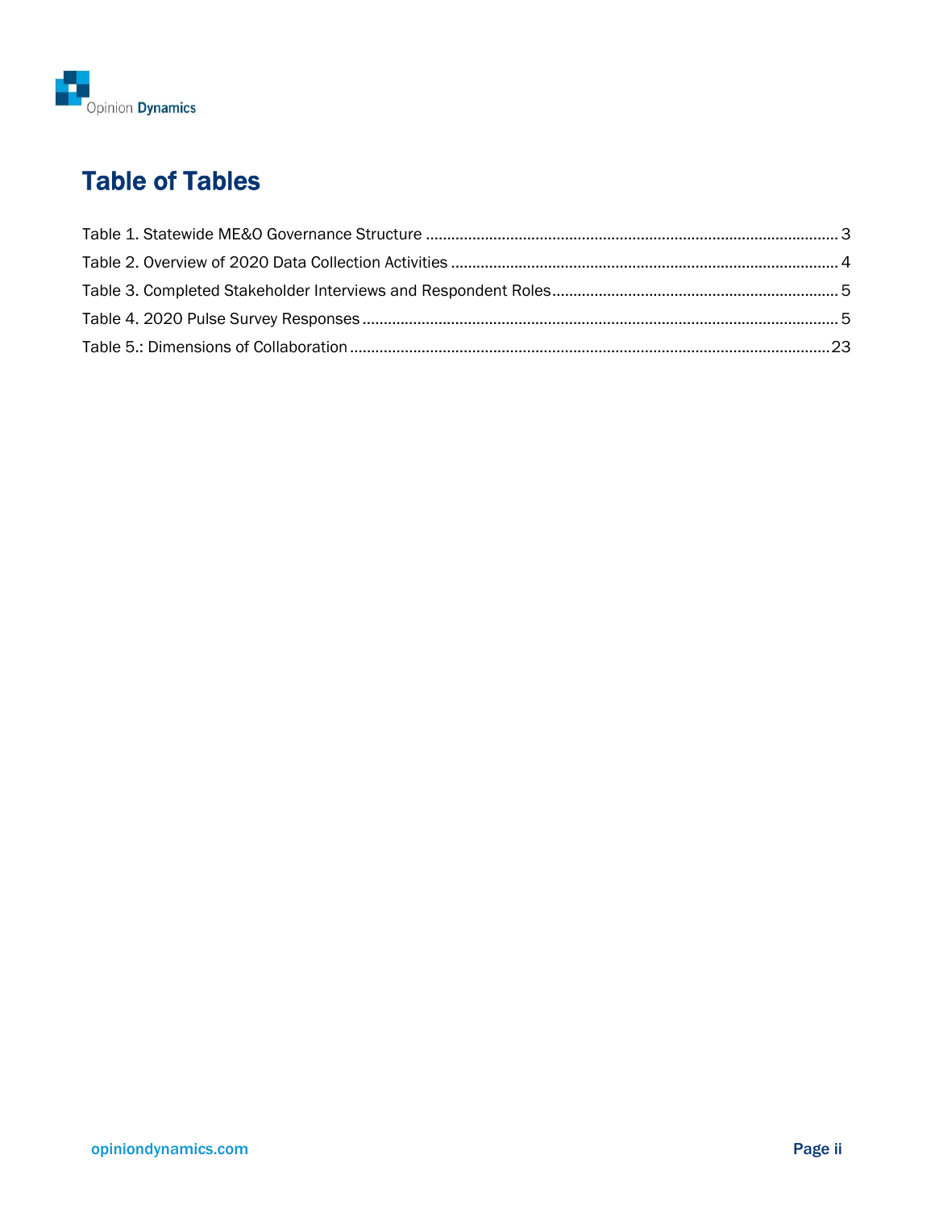# Table of Tables

Table 1. Statewide ME&O Governance Structure ........ 3
Table 2. Overview of 2020 Data Collection Activities ........ 4
Table 3. Completed Stakeholder Interviews and Respondent Roles ........ 5
Table 4. 2020 Pulse Survey Responses ........ 5
Table 5.: Dimensions of Collaboration ........ 23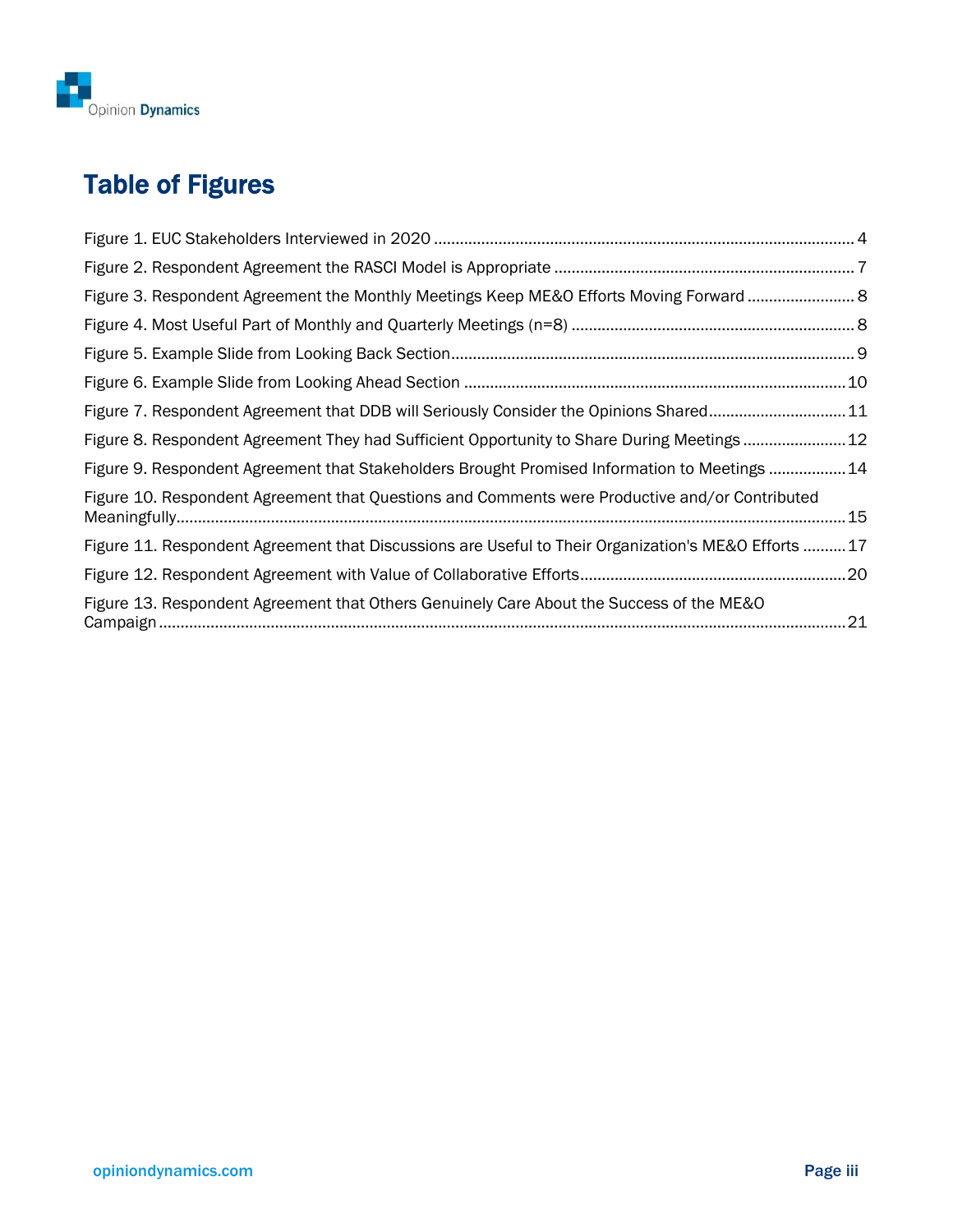# Table of Figures

Figure 1. EUC Stakeholders Interviewed in 2020 ........ 4

Figure 2. Respondent Agreement the RASCI Model is Appropriate ........ 7

Figure 3. Respondent Agreement the Monthly Meetings Keep ME&O Efforts Moving Forward ........ 8

Figure 4. Most Useful Part of Monthly and Quarterly Meetings (n=8) ........ 8

Figure 5. Example Slide from Looking Back Section ........ 9

Figure 6. Example Slide from Looking Ahead Section ........ 10

Figure 7. Respondent Agreement that DDB will Seriously Consider the Opinions Shared ........ 11

Figure 8. Respondent Agreement They had Sufficient Opportunity to Share During Meetings ........ 12

Figure 9. Respondent Agreement that Stakeholders Brought Promised Information to Meetings ........ 14

Figure 10. Respondent Agreement that Questions and Comments were Productive and/or Contributed Meaningfully ........ 15

Figure 11. Respondent Agreement that Discussions are Useful to Their Organization's ME&O Efforts ........ 17

Figure 12. Respondent Agreement with Value of Collaborative Efforts ........ 20

Figure 13. Respondent Agreement that Others Genuinely Care About the Success of the ME&O Campaign ........ 21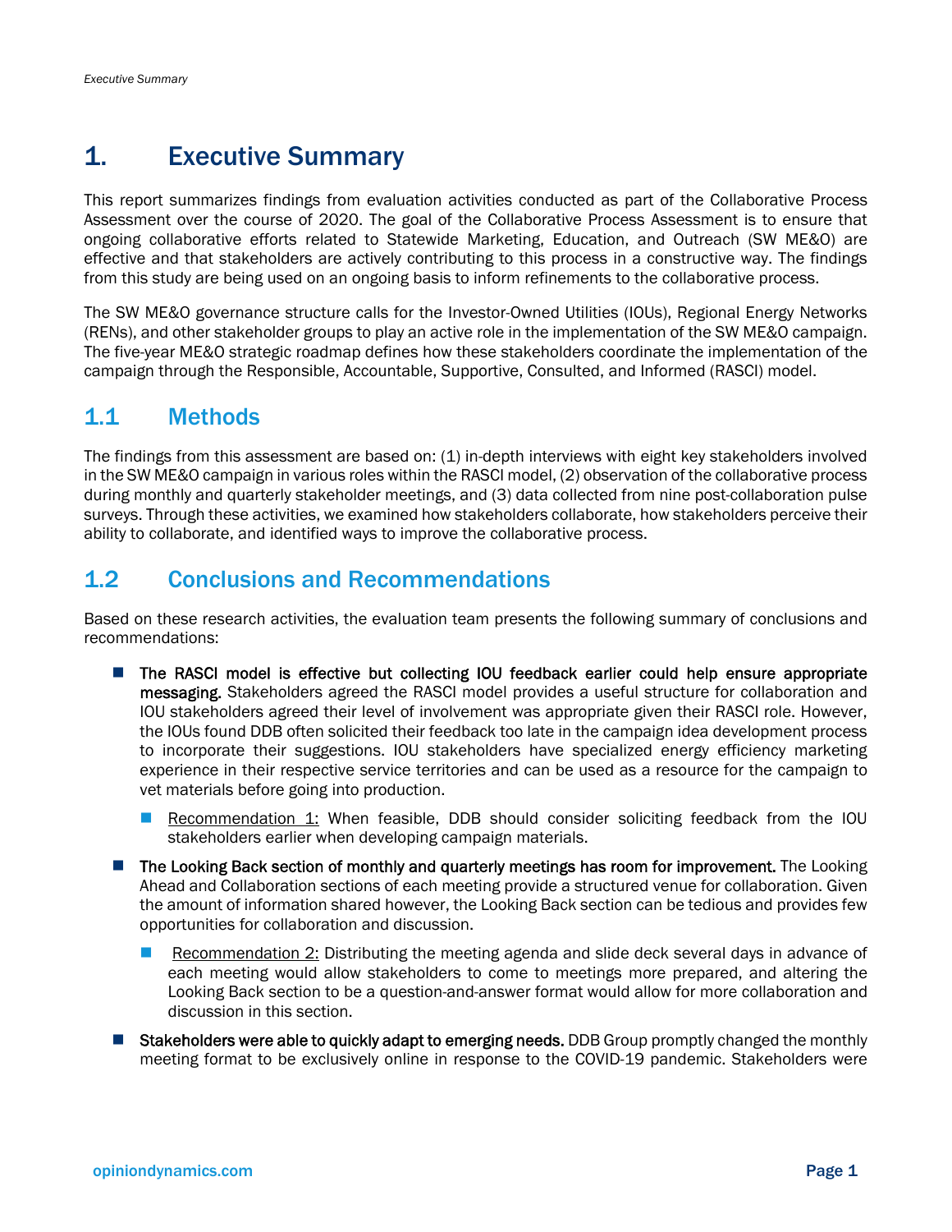# 1. Executive Summary

This report summarizes findings from evaluation activities conducted as part of the Collaborative Process Assessment over the course of 2020. The goal of the Collaborative Process Assessment is to ensure that ongoing collaborative efforts related to Statewide Marketing, Education, and Outreach (SW ME&O) are effective and that stakeholders are actively contributing to this process in a constructive way. The findings from this study are being used on an ongoing basis to inform refinements to the collaborative process.

The SW ME&O governance structure calls for the Investor-Owned Utilities (IOUs), Regional Energy Networks (RENs), and other stakeholder groups to play an active role in the implementation of the SW ME&O campaign. The five-year ME&O strategic roadmap defines how these stakeholders coordinate the implementation of the campaign through the Responsible, Accountable, Supportive, Consulted, and Informed (RASCI) model.

## 1.1 Methods

The findings from this assessment are based on: (1) in-depth interviews with eight key stakeholders involved in the SW ME&O campaign in various roles within the RASCI model, (2) observation of the collaborative process during monthly and quarterly stakeholder meetings, and (3) data collected from nine post-collaboration pulse surveys. Through these activities, we examined how stakeholders collaborate, how stakeholders perceive their ability to collaborate, and identified ways to improve the collaborative process.

## 1.2 Conclusions and Recommendations

Based on these research activities, the evaluation team presents the following summary of conclusions and recommendations:

- **The RASCI model is effective but collecting IOU feedback earlier could help ensure appropriate messaging.** Stakeholders agreed the RASCI model provides a useful structure for collaboration and IOU stakeholders agreed their level of involvement was appropriate given their RASCI role. However, the IOUs found DDB often solicited their feedback too late in the campaign idea development process to incorporate their suggestions. IOU stakeholders have specialized energy efficiency marketing experience in their respective service territories and can be used as a resource for the campaign to vet materials before going into production.
  - Recommendation 1: When feasible, DDB should consider soliciting feedback from the IOU stakeholders earlier when developing campaign materials.
- **The Looking Back section of monthly and quarterly meetings has room for improvement.** The Looking Ahead and Collaboration sections of each meeting provide a structured venue for collaboration. Given the amount of information shared however, the Looking Back section can be tedious and provides few opportunities for collaboration and discussion.
  - Recommendation 2: Distributing the meeting agenda and slide deck several days in advance of each meeting would allow stakeholders to come to meetings more prepared, and altering the Looking Back section to be a question-and-answer format would allow for more collaboration and discussion in this section.
- **Stakeholders were able to quickly adapt to emerging needs.** DDB Group promptly changed the monthly meeting format to be exclusively online in response to the COVID-19 pandemic. Stakeholders were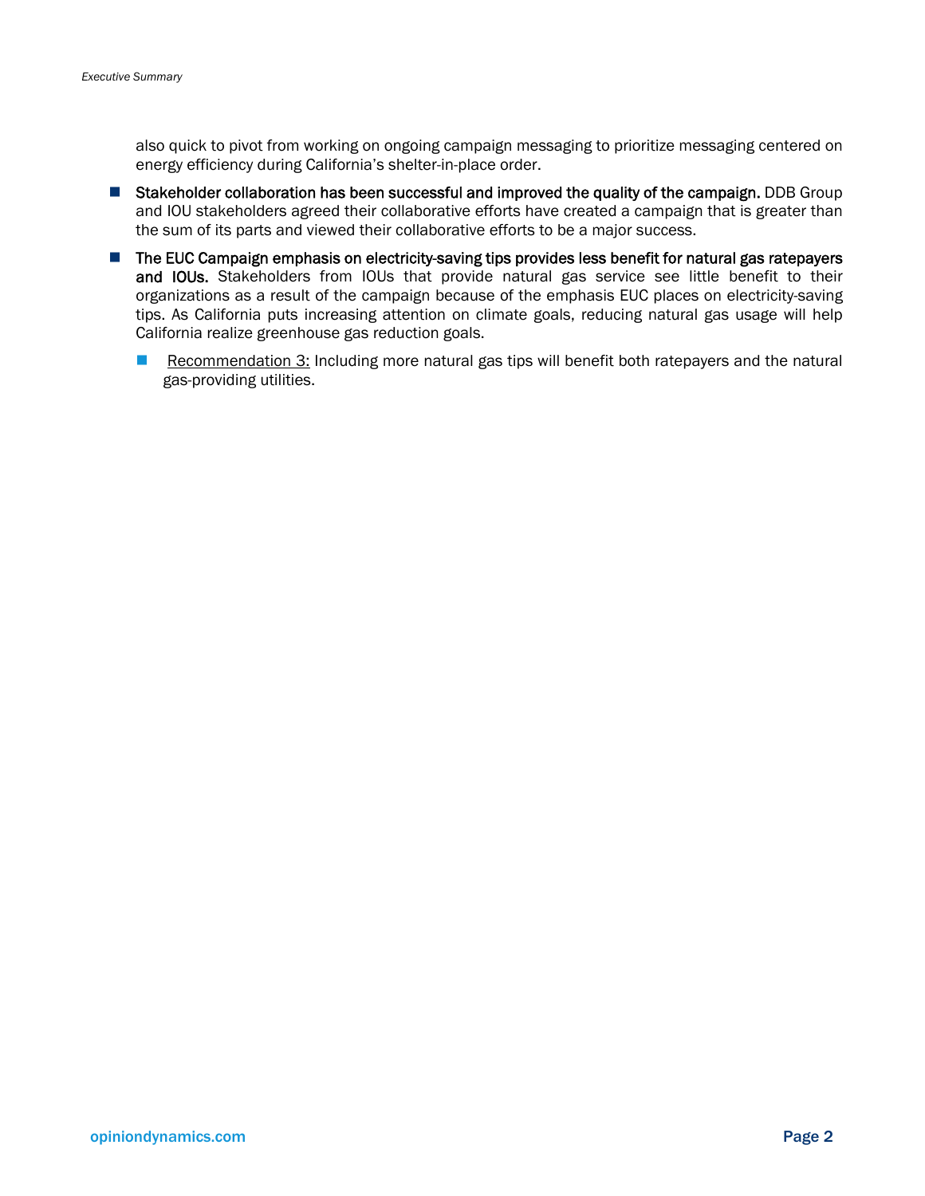also quick to pivot from working on ongoing campaign messaging to prioritize messaging centered on energy efficiency during California's shelter-in-place order.

- **Stakeholder collaboration has been successful and improved the quality of the campaign.** DDB Group and IOU stakeholders agreed their collaborative efforts have created a campaign that is greater than the sum of its parts and viewed their collaborative efforts to be a major success.
- **The EUC Campaign emphasis on electricity-saving tips provides less benefit for natural gas ratepayers and IOUs.** Stakeholders from IOUs that provide natural gas service see little benefit to their organizations as a result of the campaign because of the emphasis EUC places on electricity-saving tips. As California puts increasing attention on climate goals, reducing natural gas usage will help California realize greenhouse gas reduction goals.
  - Recommendation 3: Including more natural gas tips will benefit both ratepayers and the natural gas-providing utilities.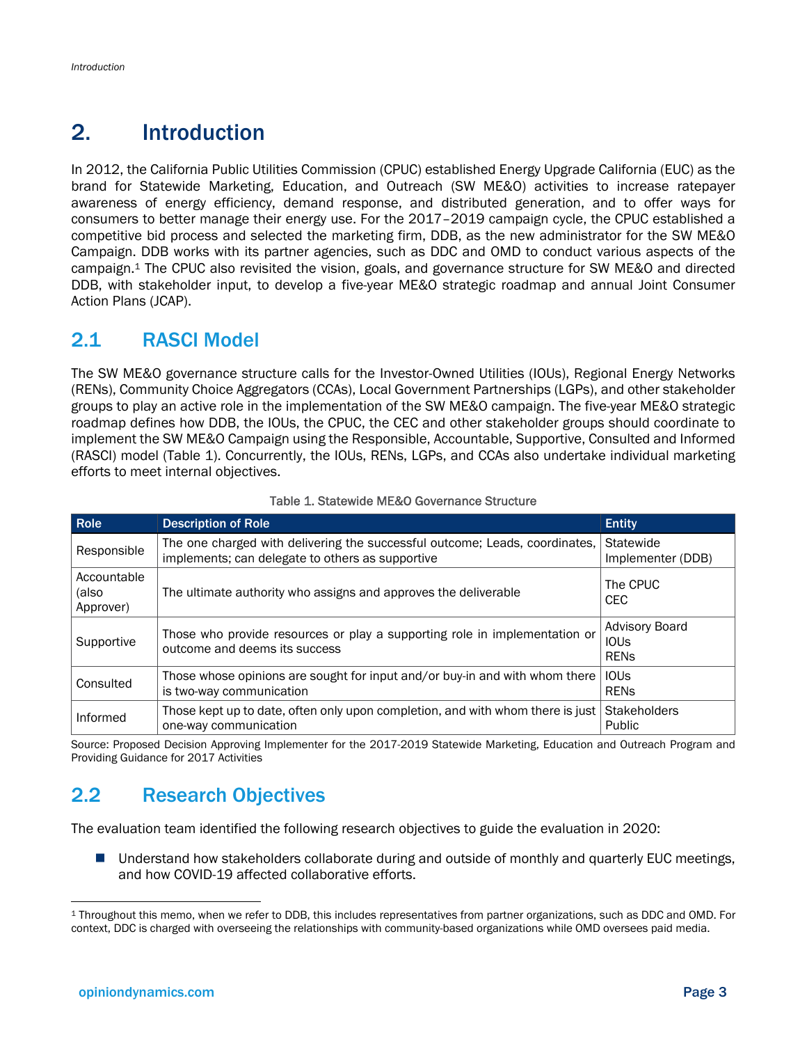# 2. Introduction

In 2012, the California Public Utilities Commission (CPUC) established Energy Upgrade California (EUC) as the brand for Statewide Marketing, Education, and Outreach (SW ME&O) activities to increase ratepayer awareness of energy efficiency, demand response, and distributed generation, and to offer ways for consumers to better manage their energy use. For the 2017–2019 campaign cycle, the CPUC established a competitive bid process and selected the marketing firm, DDB, as the new administrator for the SW ME&O Campaign. DDB works with its partner agencies, such as DDC and OMD to conduct various aspects of the campaign.[1] The CPUC also revisited the vision, goals, and governance structure for SW ME&O and directed DDB, with stakeholder input, to develop a five-year ME&O strategic roadmap and annual Joint Consumer Action Plans (JCAP).

## 2.1 RASCI Model

The SW ME&O governance structure calls for the Investor-Owned Utilities (IOUs), Regional Energy Networks (RENs), Community Choice Aggregators (CCAs), Local Government Partnerships (LGPs), and other stakeholder groups to play an active role in the implementation of the SW ME&O campaign. The five-year ME&O strategic roadmap defines how DDB, the IOUs, the CPUC, the CEC and other stakeholder groups should coordinate to implement the SW ME&O Campaign using the Responsible, Accountable, Supportive, Consulted and Informed (RASCI) model (Table 1). Concurrently, the IOUs, RENs, LGPs, and CCAs also undertake individual marketing efforts to meet internal objectives.

Table 1. Statewide ME&O Governance Structure

| Role | Description of Role | Entity |
|---|---|---|
| Responsible | The one charged with delivering the successful outcome; Leads, coordinates, implements; can delegate to others as supportive | Statewide Implementer (DDB) |
| Accountable (also Approver) | The ultimate authority who assigns and approves the deliverable | The CPUC<br>CEC |
| Supportive | Those who provide resources or play a supporting role in implementation or outcome and deems its success | Advisory Board<br>IOUs<br>RENs |
| Consulted | Those whose opinions are sought for input and/or buy-in and with whom there is two-way communication | IOUs<br>RENs |
| Informed | Those kept up to date, often only upon completion, and with whom there is just one-way communication | Stakeholders<br>Public |

Source: Proposed Decision Approving Implementer for the 2017-2019 Statewide Marketing, Education and Outreach Program and Providing Guidance for 2017 Activities

## 2.2 Research Objectives

The evaluation team identified the following research objectives to guide the evaluation in 2020:

- Understand how stakeholders collaborate during and outside of monthly and quarterly EUC meetings, and how COVID-19 affected collaborative efforts.

[1] Throughout this memo, when we refer to DDB, this includes representatives from partner organizations, such as DDC and OMD. For context, DDC is charged with overseeing the relationships with community-based organizations while OMD oversees paid media.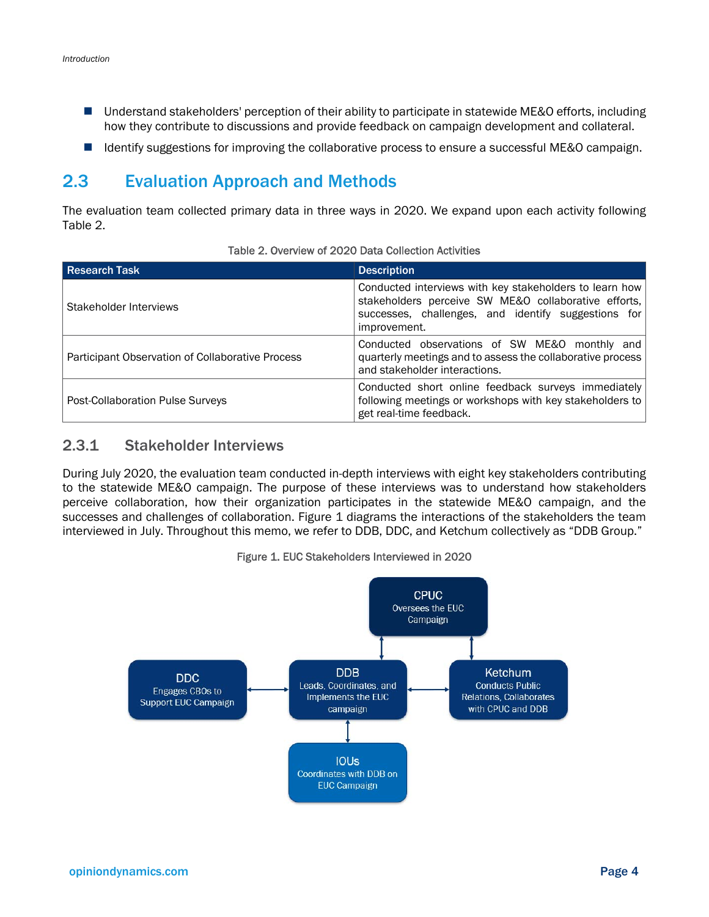- Understand stakeholders' perception of their ability to participate in statewide ME&O efforts, including how they contribute to discussions and provide feedback on campaign development and collateral.
- Identify suggestions for improving the collaborative process to ensure a successful ME&O campaign.

## 2.3 Evaluation Approach and Methods

The evaluation team collected primary data in three ways in 2020. We expand upon each activity following Table 2.

Table 2. Overview of 2020 Data Collection Activities

| Research Task | Description |
|---|---|
| Stakeholder Interviews | Conducted interviews with key stakeholders to learn how stakeholders perceive SW ME&O collaborative efforts, successes, challenges, and identify suggestions for improvement. |
| Participant Observation of Collaborative Process | Conducted observations of SW ME&O monthly and quarterly meetings and to assess the collaborative process and stakeholder interactions. |
| Post-Collaboration Pulse Surveys | Conducted short online feedback surveys immediately following meetings or workshops with key stakeholders to get real-time feedback. |

### 2.3.1 Stakeholder Interviews

During July 2020, the evaluation team conducted in-depth interviews with eight key stakeholders contributing to the statewide ME&O campaign. The purpose of these interviews was to understand how stakeholders perceive collaboration, how their organization participates in the statewide ME&O campaign, and the successes and challenges of collaboration. Figure 1 diagrams the interactions of the stakeholders the team interviewed in July. Throughout this memo, we refer to DDB, DDC, and Ketchum collectively as "DDB Group."

Figure 1. EUC Stakeholders Interviewed in 2020

- **CPUC** – Oversees the EUC Campaign
- **DDC** – Engages CBOs to Support EUC Campaign
- **DDB** – Leads, Coordinates, and Implements the EUC campaign
- **Ketchum** – Conducts Public Relations, Collaborates with CPUC and DDB
- **IOUs** – Coordinates with DDB on EUC Campaign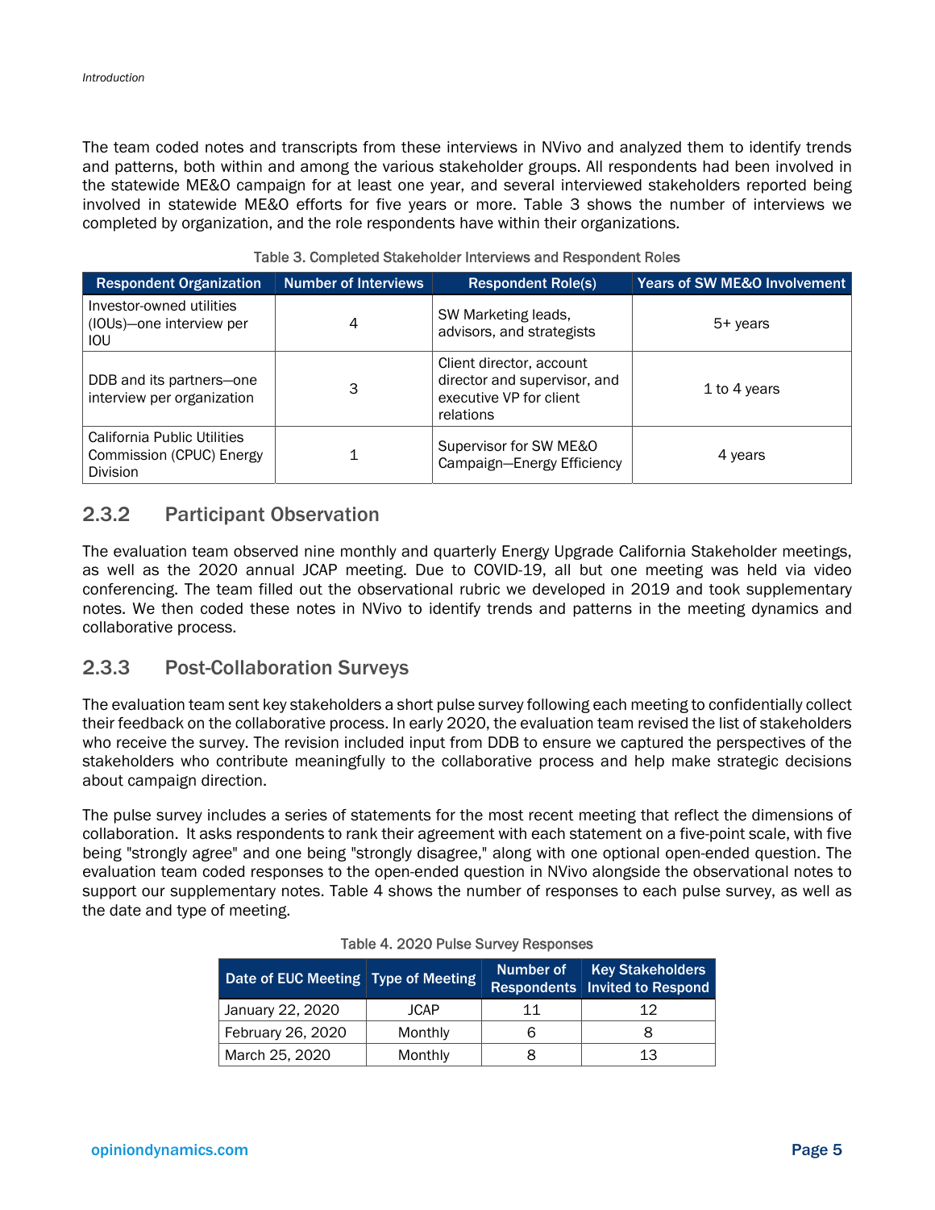The team coded notes and transcripts from these interviews in NVivo and analyzed them to identify trends and patterns, both within and among the various stakeholder groups. All respondents had been involved in the statewide ME&O campaign for at least one year, and several interviewed stakeholders reported being involved in statewide ME&O efforts for five years or more. Table 3 shows the number of interviews we completed by organization, and the role respondents have within their organizations.

Table 3. Completed Stakeholder Interviews and Respondent Roles

| Respondent Organization | Number of Interviews | Respondent Role(s) | Years of SW ME&O Involvement |
|---|---|---|---|
| Investor-owned utilities (IOUs)—one interview per IOU | 4 | SW Marketing leads, advisors, and strategists | 5+ years |
| DDB and its partners—one interview per organization | 3 | Client director, account director and supervisor, and executive VP for client relations | 1 to 4 years |
| California Public Utilities Commission (CPUC) Energy Division | 1 | Supervisor for SW ME&O Campaign—Energy Efficiency | 4 years |

### 2.3.2 Participant Observation

The evaluation team observed nine monthly and quarterly Energy Upgrade California Stakeholder meetings, as well as the 2020 annual JCAP meeting. Due to COVID-19, all but one meeting was held via video conferencing. The team filled out the observational rubric we developed in 2019 and took supplementary notes. We then coded these notes in NVivo to identify trends and patterns in the meeting dynamics and collaborative process.

### 2.3.3 Post-Collaboration Surveys

The evaluation team sent key stakeholders a short pulse survey following each meeting to confidentially collect their feedback on the collaborative process. In early 2020, the evaluation team revised the list of stakeholders who receive the survey. The revision included input from DDB to ensure we captured the perspectives of the stakeholders who contribute meaningfully to the collaborative process and help make strategic decisions about campaign direction.

The pulse survey includes a series of statements for the most recent meeting that reflect the dimensions of collaboration. It asks respondents to rank their agreement with each statement on a five-point scale, with five being "strongly agree" and one being "strongly disagree," along with one optional open-ended question. The evaluation team coded responses to the open-ended question in NVivo alongside the observational notes to support our supplementary notes. Table 4 shows the number of responses to each pulse survey, as well as the date and type of meeting.

Table 4. 2020 Pulse Survey Responses

| Date of EUC Meeting | Type of Meeting | Number of Respondents | Key Stakeholders Invited to Respond |
|---|---|---|---|
| January 22, 2020 | JCAP | 11 | 12 |
| February 26, 2020 | Monthly | 6 | 8 |
| March 25, 2020 | Monthly | 8 | 13 |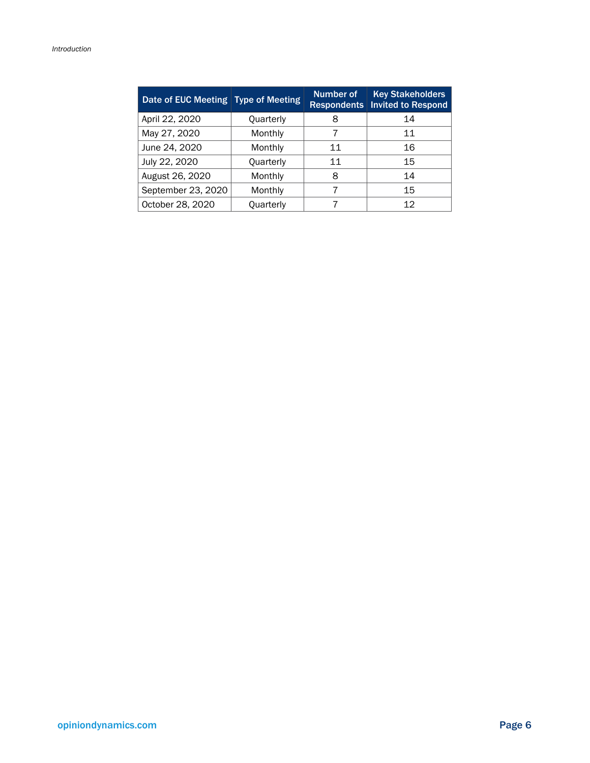| Date of EUC Meeting | Type of Meeting | Number of Respondents | Key Stakeholders Invited to Respond |
|---|---|---|---|
| April 22, 2020 | Quarterly | 8 | 14 |
| May 27, 2020 | Monthly | 7 | 11 |
| June 24, 2020 | Monthly | 11 | 16 |
| July 22, 2020 | Quarterly | 11 | 15 |
| August 26, 2020 | Monthly | 8 | 14 |
| September 23, 2020 | Monthly | 7 | 15 |
| October 28, 2020 | Quarterly | 7 | 12 |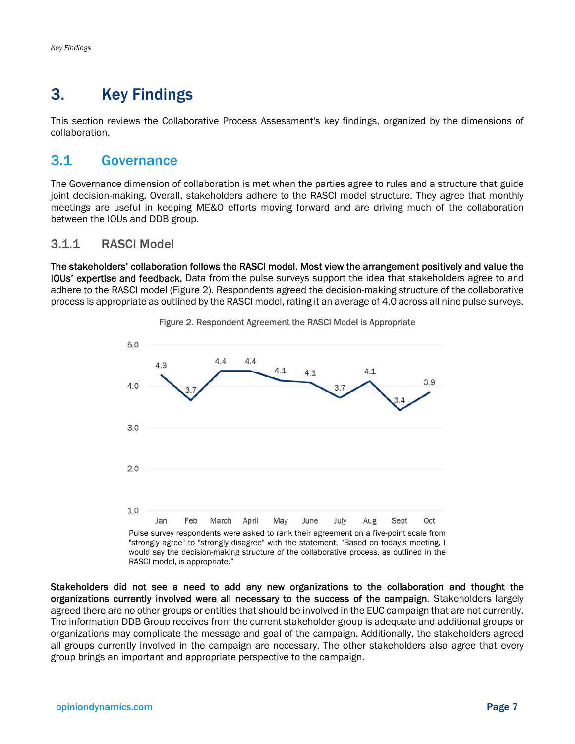// Key Findings

# 3. Key Findings

This section reviews the Collaborative Process Assessment's key findings, organized by the dimensions of collaboration.

## 3.1 Governance

The Governance dimension of collaboration is met when the parties agree to rules and a structure that guide joint decision-making. Overall, stakeholders adhere to the RASCI model structure. They agree that monthly meetings are useful in keeping ME&O efforts moving forward and are driving much of the collaboration between the IOUs and DDB group.

### 3.1.1 RASCI Model

**The stakeholders' collaboration follows the RASCI model. Most view the arrangement positively and value the IOUs' expertise and feedback.** Data from the pulse surveys support the idea that stakeholders agree to and adhere to the RASCI model (Figure 2). Respondents agreed the decision-making structure of the collaborative process is appropriate as outlined by the RASCI model, rating it an average of 4.0 across all nine pulse surveys.

Figure 2. Respondent Agreement the RASCI Model is Appropriate

| Month | Jan | Feb | March | April | May | June | July | Aug | Sept | Oct |
|---|---|---|---|---|---|---|---|---|---|---|
| Rating | 4.3 | 3.7 | 4.4 | 4.4 | 4.1 | 4.1 | 3.7 | 4.1 | 3.4 | 3.9 |

Pulse survey respondents were asked to rank their agreement on a five-point scale from "strongly agree" to "strongly disagree" with the statement, "Based on today's meeting, I would say the decision-making structure of the collaborative process, as outlined in the RASCI model, is appropriate."

**Stakeholders did not see a need to add any new organizations to the collaboration and thought the organizations currently involved were all necessary to the success of the campaign.** Stakeholders largely agreed there are no other groups or entities that should be involved in the EUC campaign that are not currently. The information DDB Group receives from the current stakeholder group is adequate and additional groups or organizations may complicate the message and goal of the campaign. Additionally, the stakeholders agreed all groups currently involved in the campaign are necessary. The other stakeholders also agree that every group brings an important and appropriate perspective to the campaign.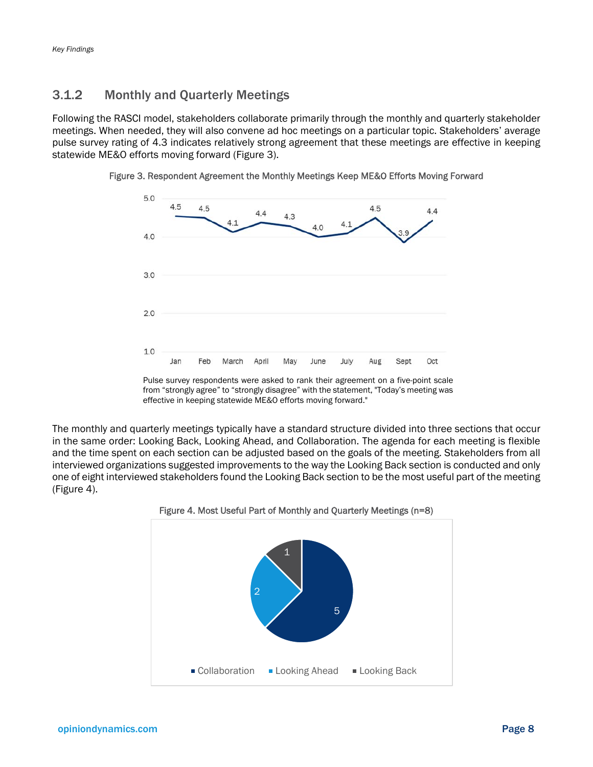### 3.1.2 Monthly and Quarterly Meetings

Following the RASCI model, stakeholders collaborate primarily through the monthly and quarterly stakeholder meetings. When needed, they will also convene ad hoc meetings on a particular topic. Stakeholders' average pulse survey rating of 4.3 indicates relatively strong agreement that these meetings are effective in keeping statewide ME&O efforts moving forward (Figure 3).

Figure 3. Respondent Agreement the Monthly Meetings Keep ME&O Efforts Moving Forward

| Month | Jan | Feb | March | April | May | June | July | Aug | Sept | Oct |
|---|---|---|---|---|---|---|---|---|---|---|
| Rating | 4.5 | 4.5 | 4.1 | 4.4 | 4.3 | 4.0 | 4.1 | 4.5 | 3.9 | 4.4 |

Pulse survey respondents were asked to rank their agreement on a five-point scale from "strongly agree" to "strongly disagree" with the statement, "Today's meeting was effective in keeping statewide ME&O efforts moving forward."

The monthly and quarterly meetings typically have a standard structure divided into three sections that occur in the same order: Looking Back, Looking Ahead, and Collaboration. The agenda for each meeting is flexible and the time spent on each section can be adjusted based on the goals of the meeting. Stakeholders from all interviewed organizations suggested improvements to the way the Looking Back section is conducted and only one of eight interviewed stakeholders found the Looking Back section to be the most useful part of the meeting (Figure 4).

Figure 4. Most Useful Part of Monthly and Quarterly Meetings (n=8)

| Section | Count |
|---|---|
| Collaboration | 5 |
| Looking Ahead | 2 |
| Looking Back | 1 |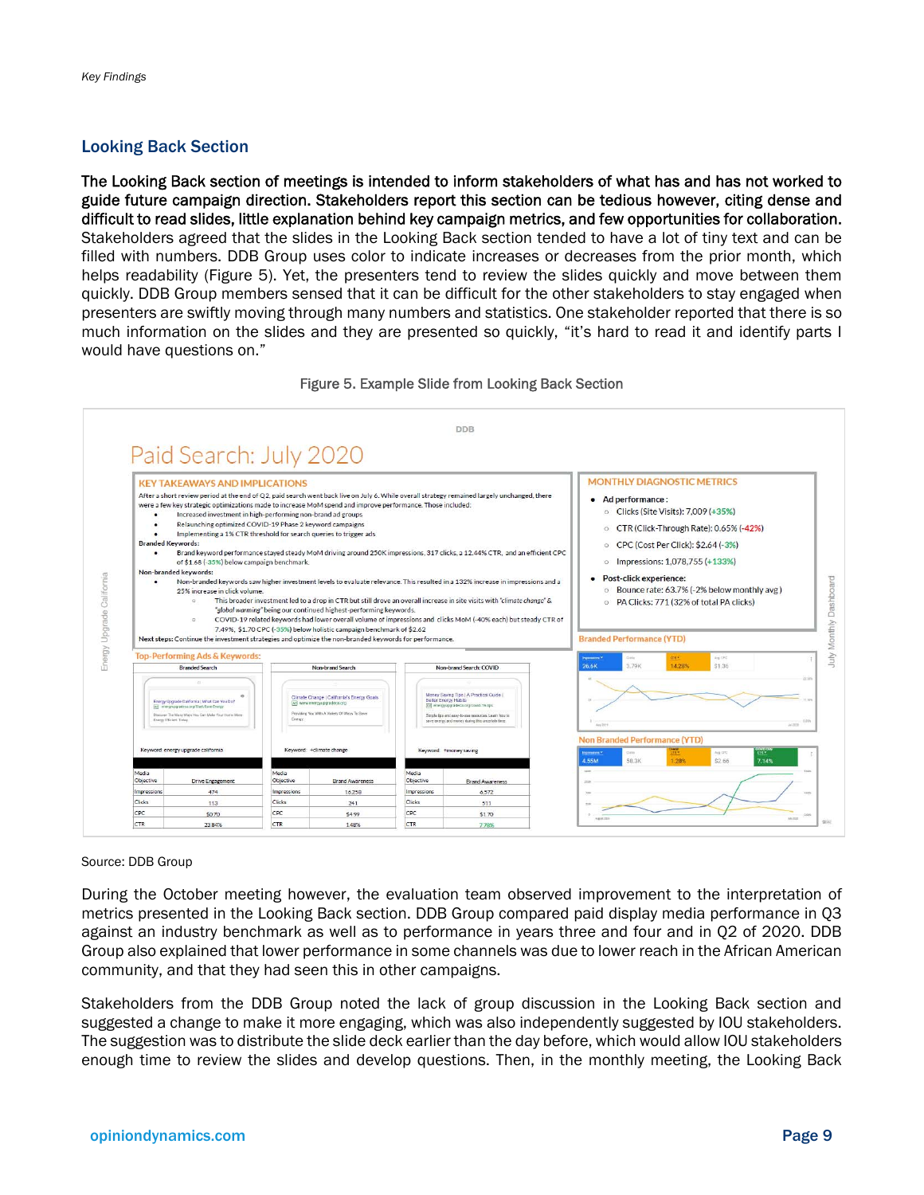## Looking Back Section

**The Looking Back section of meetings is intended to inform stakeholders of what has and has not worked to guide future campaign direction. Stakeholders report this section can be tedious however, citing dense and difficult to read slides, little explanation behind key campaign metrics, and few opportunities for collaboration.** Stakeholders agreed that the slides in the Looking Back section tended to have a lot of tiny text and can be filled with numbers. DDB Group uses color to indicate increases or decreases from the prior month, which helps readability (Figure 5). Yet, the presenters tend to review the slides quickly and move between them quickly. DDB Group members sensed that it can be difficult for the other stakeholders to stay engaged when presenters are swiftly moving through many numbers and statistics. One stakeholder reported that there is so much information on the slides and they are presented so quickly, "it's hard to read it and identify parts I would have questions on."

Figure 5. Example Slide from Looking Back Section

Source: DDB Group

During the October meeting however, the evaluation team observed improvement to the interpretation of metrics presented in the Looking Back section. DDB Group compared paid display media performance in Q3 against an industry benchmark as well as to performance in years three and four and in Q2 of 2020. DDB Group also explained that lower performance in some channels was due to lower reach in the African American community, and that they had seen this in other campaigns.

Stakeholders from the DDB Group noted the lack of group discussion in the Looking Back section and suggested a change to make it more engaging, which was also independently suggested by IOU stakeholders. The suggestion was to distribute the slide deck earlier than the day before, which would allow IOU stakeholders enough time to review the slides and develop questions. Then, in the monthly meeting, the Looking Back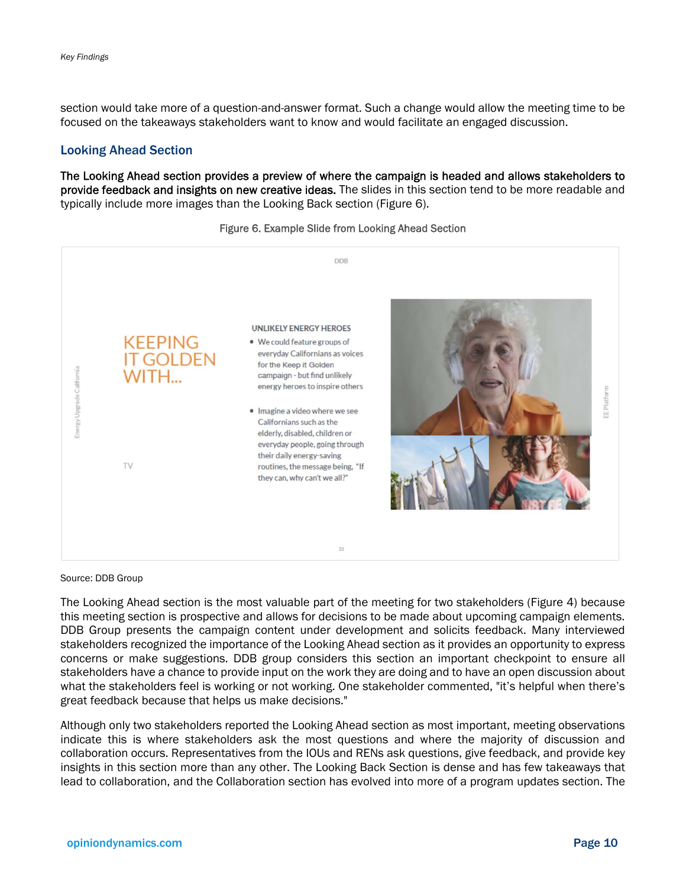section would take more of a question-and-answer format. Such a change would allow the meeting time to be focused on the takeaways stakeholders want to know and would facilitate an engaged discussion.

### Looking Ahead Section

**The Looking Ahead section provides a preview of where the campaign is headed and allows stakeholders to provide feedback and insights on new creative ideas.** The slides in this section tend to be more readable and typically include more images than the Looking Back section (Figure 6).

Figure 6. Example Slide from Looking Ahead Section

Source: DDB Group

The Looking Ahead section is the most valuable part of the meeting for two stakeholders (Figure 4) because this meeting section is prospective and allows for decisions to be made about upcoming campaign elements. DDB Group presents the campaign content under development and solicits feedback. Many interviewed stakeholders recognized the importance of the Looking Ahead section as it provides an opportunity to express concerns or make suggestions. DDB group considers this section an important checkpoint to ensure all stakeholders have a chance to provide input on the work they are doing and to have an open discussion about what the stakeholders feel is working or not working. One stakeholder commented, "it's helpful when there's great feedback because that helps us make decisions."

Although only two stakeholders reported the Looking Ahead section as most important, meeting observations indicate this is where stakeholders ask the most questions and where the majority of discussion and collaboration occurs. Representatives from the IOUs and RENs ask questions, give feedback, and provide key insights in this section more than any other. The Looking Back Section is dense and has few takeaways that lead to collaboration, and the Collaboration section has evolved into more of a program updates section. The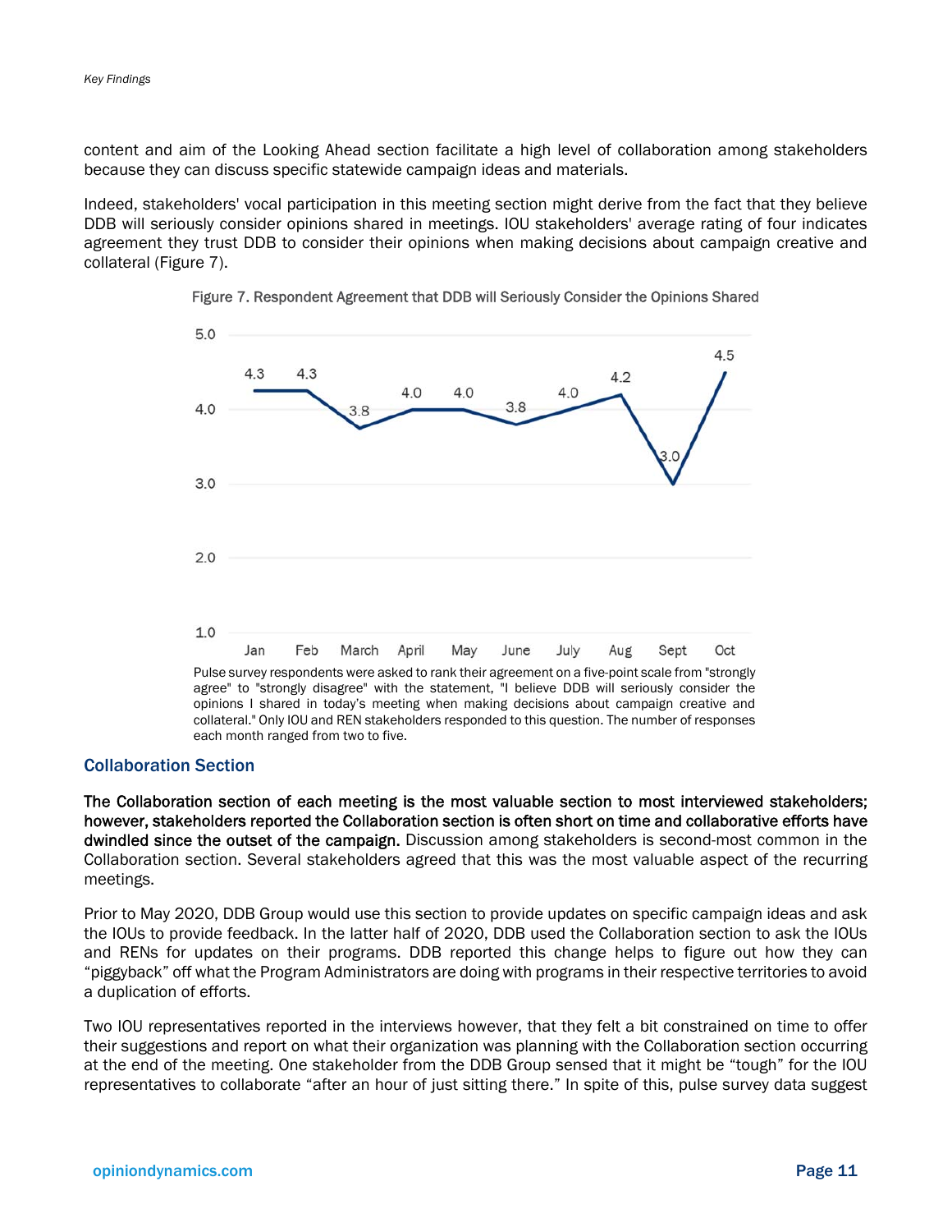content and aim of the Looking Ahead section facilitate a high level of collaboration among stakeholders because they can discuss specific statewide campaign ideas and materials.

Indeed, stakeholders' vocal participation in this meeting section might derive from the fact that they believe DDB will seriously consider opinions shared in meetings. IOU stakeholders' average rating of four indicates agreement they trust DDB to consider their opinions when making decisions about campaign creative and collateral (Figure 7).

Figure 7. Respondent Agreement that DDB will Seriously Consider the Opinions Shared

| Jan | Feb | March | April | May | June | July | Aug | Sept | Oct |
|---|---|---|---|---|---|---|---|---|---|
| 4.3 | 4.3 | 3.8 | 4.0 | 4.0 | 3.8 | 4.0 | 4.2 | 3.0 | 4.5 |

Pulse survey respondents were asked to rank their agreement on a five-point scale from "strongly agree" to "strongly disagree" with the statement, "I believe DDB will seriously consider the opinions I shared in today's meeting when making decisions about campaign creative and collateral." Only IOU and REN stakeholders responded to this question. The number of responses each month ranged from two to five.

## Collaboration Section

**The Collaboration section of each meeting is the most valuable section to most interviewed stakeholders; however, stakeholders reported the Collaboration section is often short on time and collaborative efforts have dwindled since the outset of the campaign.** Discussion among stakeholders is second-most common in the Collaboration section. Several stakeholders agreed that this was the most valuable aspect of the recurring meetings.

Prior to May 2020, DDB Group would use this section to provide updates on specific campaign ideas and ask the IOUs to provide feedback. In the latter half of 2020, DDB used the Collaboration section to ask the IOUs and RENs for updates on their programs. DDB reported this change helps to figure out how they can "piggyback" off what the Program Administrators are doing with programs in their respective territories to avoid a duplication of efforts.

Two IOU representatives reported in the interviews however, that they felt a bit constrained on time to offer their suggestions and report on what their organization was planning with the Collaboration section occurring at the end of the meeting. One stakeholder from the DDB Group sensed that it might be "tough" for the IOU representatives to collaborate "after an hour of just sitting there." In spite of this, pulse survey data suggest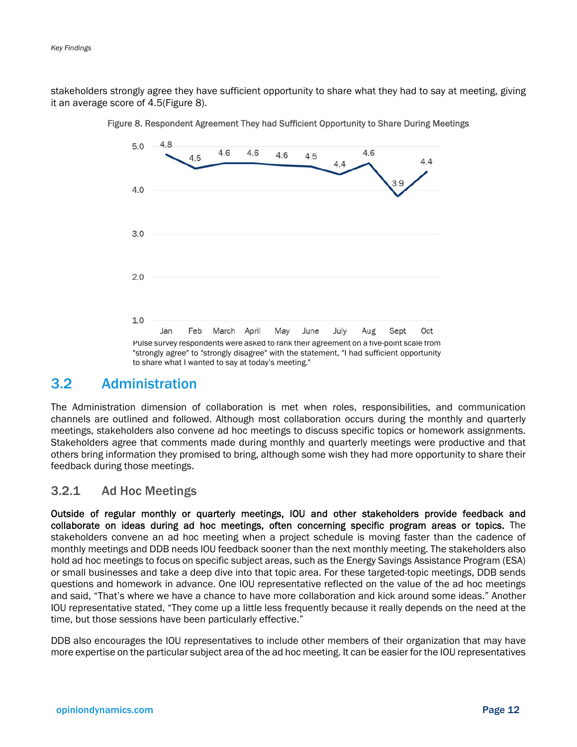stakeholders strongly agree they have sufficient opportunity to share what they had to say at meeting, giving it an average score of 4.5(Figure 8).

Figure 8. Respondent Agreement They had Sufficient Opportunity to Share During Meetings

| Month | Jan | Feb | March | April | May | June | July | Aug | Sept | Oct |
|---|---|---|---|---|---|---|---|---|---|---|
| Score | 4.8 | 4.5 | 4.6 | 4.6 | 4.6 | 4.5 | 4.4 | 4.6 | 3.9 | 4.4 |

Pulse survey respondents were asked to rank their agreement on a five-point scale from "strongly agree" to "strongly disagree" with the statement, "I had sufficient opportunity to share what I wanted to say at today's meeting."

## 3.2 Administration

The Administration dimension of collaboration is met when roles, responsibilities, and communication channels are outlined and followed. Although most collaboration occurs during the monthly and quarterly meetings, stakeholders also convene ad hoc meetings to discuss specific topics or homework assignments. Stakeholders agree that comments made during monthly and quarterly meetings were productive and that others bring information they promised to bring, although some wish they had more opportunity to share their feedback during those meetings.

### 3.2.1 Ad Hoc Meetings

**Outside of regular monthly or quarterly meetings, IOU and other stakeholders provide feedback and collaborate on ideas during ad hoc meetings, often concerning specific program areas or topics.** The stakeholders convene an ad hoc meeting when a project schedule is moving faster than the cadence of monthly meetings and DDB needs IOU feedback sooner than the next monthly meeting. The stakeholders also hold ad hoc meetings to focus on specific subject areas, such as the Energy Savings Assistance Program (ESA) or small businesses and take a deep dive into that topic area. For these targeted-topic meetings, DDB sends questions and homework in advance. One IOU representative reflected on the value of the ad hoc meetings and said, "That's where we have a chance to have more collaboration and kick around some ideas." Another IOU representative stated, "They come up a little less frequently because it really depends on the need at the time, but those sessions have been particularly effective."

DDB also encourages the IOU representatives to include other members of their organization that may have more expertise on the particular subject area of the ad hoc meeting. It can be easier for the IOU representatives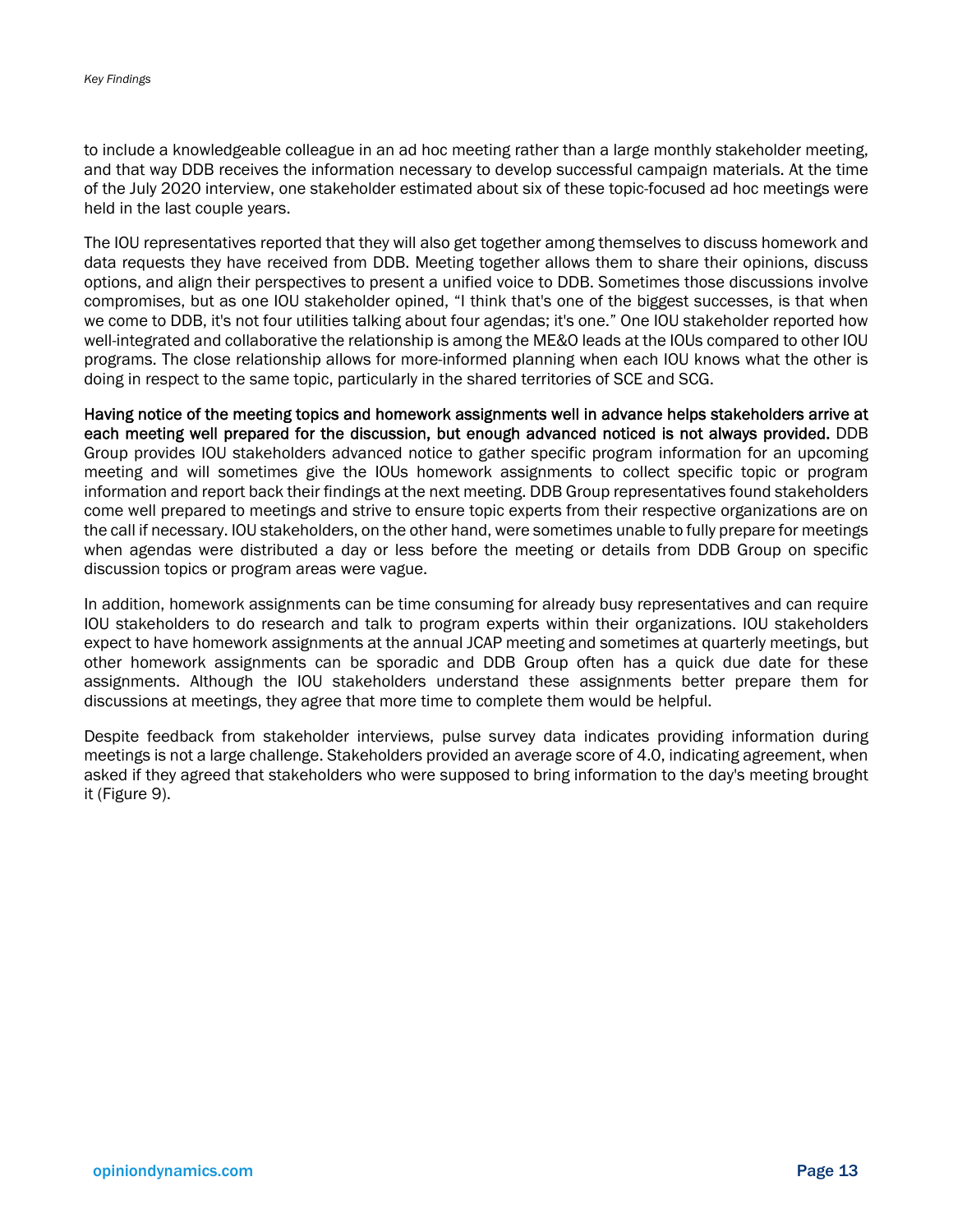to include a knowledgeable colleague in an ad hoc meeting rather than a large monthly stakeholder meeting, and that way DDB receives the information necessary to develop successful campaign materials. At the time of the July 2020 interview, one stakeholder estimated about six of these topic-focused ad hoc meetings were held in the last couple years.

The IOU representatives reported that they will also get together among themselves to discuss homework and data requests they have received from DDB. Meeting together allows them to share their opinions, discuss options, and align their perspectives to present a unified voice to DDB. Sometimes those discussions involve compromises, but as one IOU stakeholder opined, "I think that's one of the biggest successes, is that when we come to DDB, it's not four utilities talking about four agendas; it's one." One IOU stakeholder reported how well-integrated and collaborative the relationship is among the ME&O leads at the IOUs compared to other IOU programs. The close relationship allows for more-informed planning when each IOU knows what the other is doing in respect to the same topic, particularly in the shared territories of SCE and SCG.

**Having notice of the meeting topics and homework assignments well in advance helps stakeholders arrive at each meeting well prepared for the discussion, but enough advanced noticed is not always provided.** DDB Group provides IOU stakeholders advanced notice to gather specific program information for an upcoming meeting and will sometimes give the IOUs homework assignments to collect specific topic or program information and report back their findings at the next meeting. DDB Group representatives found stakeholders come well prepared to meetings and strive to ensure topic experts from their respective organizations are on the call if necessary. IOU stakeholders, on the other hand, were sometimes unable to fully prepare for meetings when agendas were distributed a day or less before the meeting or details from DDB Group on specific discussion topics or program areas were vague.

In addition, homework assignments can be time consuming for already busy representatives and can require IOU stakeholders to do research and talk to program experts within their organizations. IOU stakeholders expect to have homework assignments at the annual JCAP meeting and sometimes at quarterly meetings, but other homework assignments can be sporadic and DDB Group often has a quick due date for these assignments. Although the IOU stakeholders understand these assignments better prepare them for discussions at meetings, they agree that more time to complete them would be helpful.

Despite feedback from stakeholder interviews, pulse survey data indicates providing information during meetings is not a large challenge. Stakeholders provided an average score of 4.0, indicating agreement, when asked if they agreed that stakeholders who were supposed to bring information to the day's meeting brought it (Figure 9).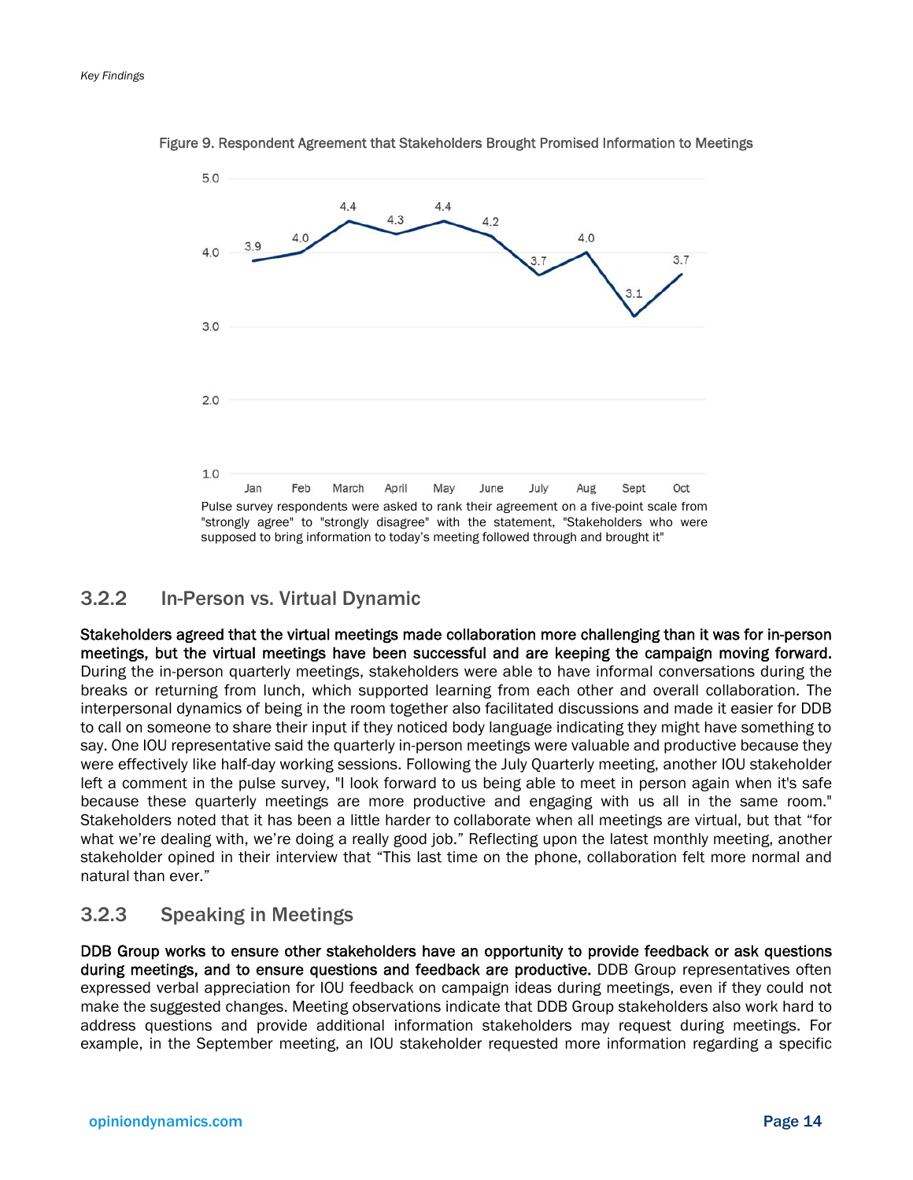Figure 9. Respondent Agreement that Stakeholders Brought Promised Information to Meetings

| Month | Jan | Feb | March | April | May | June | July | Aug | Sept | Oct |
|---|---|---|---|---|---|---|---|---|---|---|
| Agreement | 3.9 | 4.0 | 4.4 | 4.3 | 4.4 | 4.2 | 3.7 | 4.0 | 3.1 | 3.7 |

Pulse survey respondents were asked to rank their agreement on a five-point scale from "strongly agree" to "strongly disagree" with the statement, "Stakeholders who were supposed to bring information to today's meeting followed through and brought it"

### 3.2.2 In-Person vs. Virtual Dynamic

**Stakeholders agreed that the virtual meetings made collaboration more challenging than it was for in-person meetings, but the virtual meetings have been successful and are keeping the campaign moving forward.** During the in-person quarterly meetings, stakeholders were able to have informal conversations during the breaks or returning from lunch, which supported learning from each other and overall collaboration. The interpersonal dynamics of being in the room together also facilitated discussions and made it easier for DDB to call on someone to share their input if they noticed body language indicating they might have something to say. One IOU representative said the quarterly in-person meetings were valuable and productive because they were effectively like half-day working sessions. Following the July Quarterly meeting, another IOU stakeholder left a comment in the pulse survey, "I look forward to us being able to meet in person again when it's safe because these quarterly meetings are more productive and engaging with us all in the same room." Stakeholders noted that it has been a little harder to collaborate when all meetings are virtual, but that "for what we're dealing with, we're doing a really good job." Reflecting upon the latest monthly meeting, another stakeholder opined in their interview that "This last time on the phone, collaboration felt more normal and natural than ever."

### 3.2.3 Speaking in Meetings

**DDB Group works to ensure other stakeholders have an opportunity to provide feedback or ask questions during meetings, and to ensure questions and feedback are productive.** DDB Group representatives often expressed verbal appreciation for IOU feedback on campaign ideas during meetings, even if they could not make the suggested changes. Meeting observations indicate that DDB Group stakeholders also work hard to address questions and provide additional information stakeholders may request during meetings. For example, in the September meeting, an IOU stakeholder requested more information regarding a specific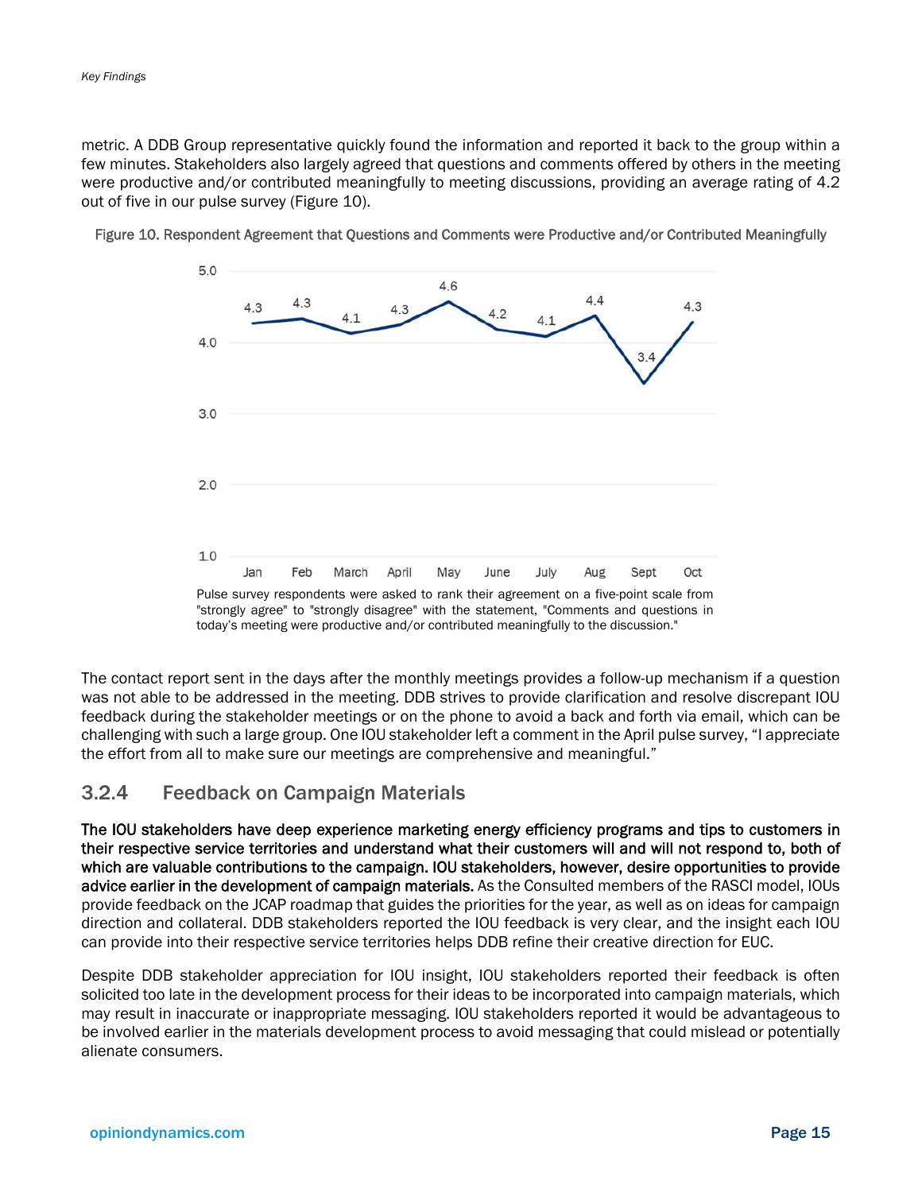metric. A DDB Group representative quickly found the information and reported it back to the group within a few minutes. Stakeholders also largely agreed that questions and comments offered by others in the meeting were productive and/or contributed meaningfully to meeting discussions, providing an average rating of 4.2 out of five in our pulse survey (Figure 10).

Figure 10. Respondent Agreement that Questions and Comments were Productive and/or Contributed Meaningfully

| Jan | Feb | March | April | May | June | July | Aug | Sept | Oct |
|---|---|---|---|---|---|---|---|---|---|
| 4.3 | 4.3 | 4.1 | 4.3 | 4.6 | 4.2 | 4.1 | 4.4 | 3.4 | 4.3 |

Pulse survey respondents were asked to rank their agreement on a five-point scale from "strongly agree" to "strongly disagree" with the statement, "Comments and questions in today's meeting were productive and/or contributed meaningfully to the discussion."

The contact report sent in the days after the monthly meetings provides a follow-up mechanism if a question was not able to be addressed in the meeting. DDB strives to provide clarification and resolve discrepant IOU feedback during the stakeholder meetings or on the phone to avoid a back and forth via email, which can be challenging with such a large group. One IOU stakeholder left a comment in the April pulse survey, "I appreciate the effort from all to make sure our meetings are comprehensive and meaningful."

### 3.2.4 Feedback on Campaign Materials

**The IOU stakeholders have deep experience marketing energy efficiency programs and tips to customers in their respective service territories and understand what their customers will and will not respond to, both of which are valuable contributions to the campaign. IOU stakeholders, however, desire opportunities to provide advice earlier in the development of campaign materials.** As the Consulted members of the RASCI model, IOUs provide feedback on the JCAP roadmap that guides the priorities for the year, as well as on ideas for campaign direction and collateral. DDB stakeholders reported the IOU feedback is very clear, and the insight each IOU can provide into their respective service territories helps DDB refine their creative direction for EUC.

Despite DDB stakeholder appreciation for IOU insight, IOU stakeholders reported their feedback is often solicited too late in the development process for their ideas to be incorporated into campaign materials, which may result in inaccurate or inappropriate messaging. IOU stakeholders reported it would be advantageous to be involved earlier in the materials development process to avoid messaging that could mislead or potentially alienate consumers.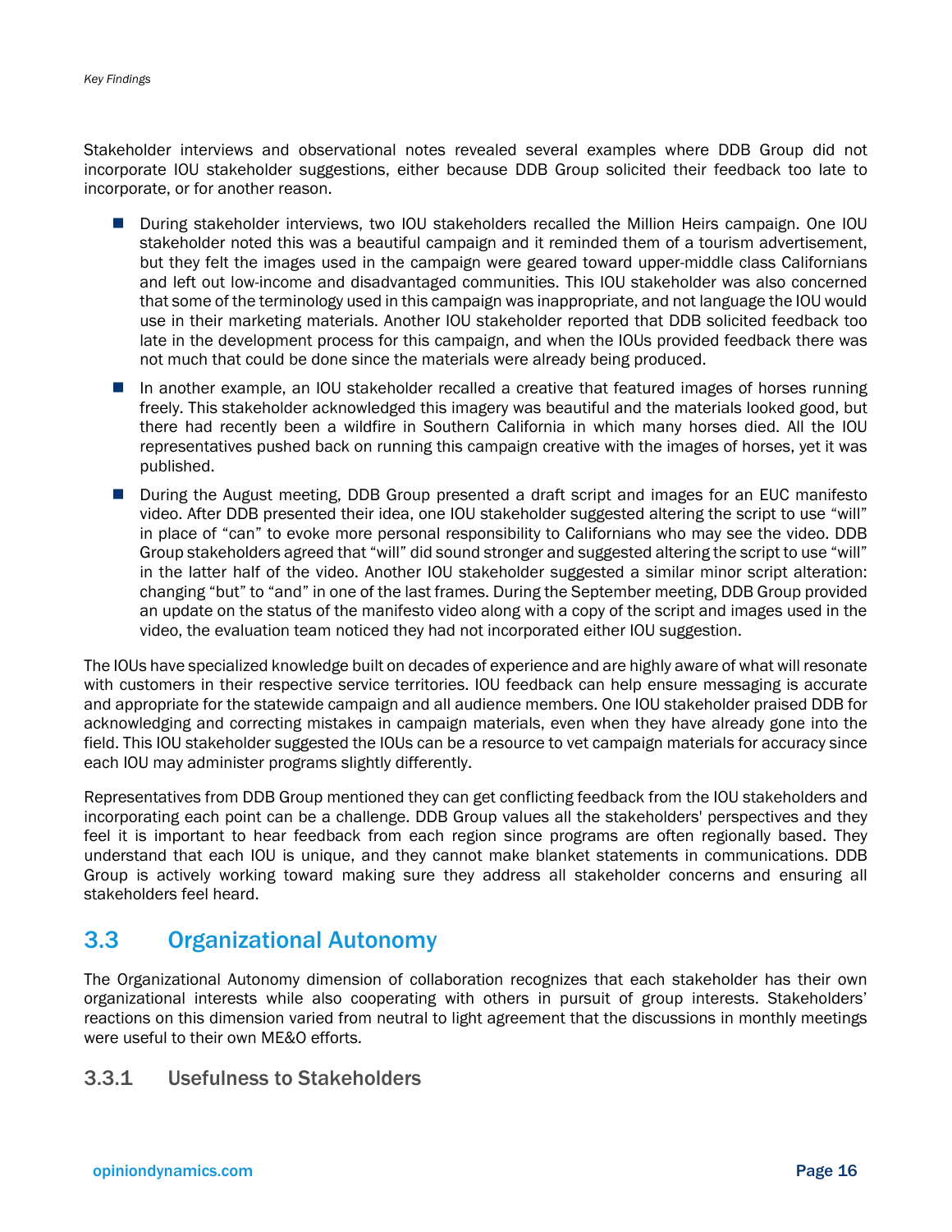Stakeholder interviews and observational notes revealed several examples where DDB Group did not incorporate IOU stakeholder suggestions, either because DDB Group solicited their feedback too late to incorporate, or for another reason.

- During stakeholder interviews, two IOU stakeholders recalled the Million Heirs campaign. One IOU stakeholder noted this was a beautiful campaign and it reminded them of a tourism advertisement, but they felt the images used in the campaign were geared toward upper-middle class Californians and left out low-income and disadvantaged communities. This IOU stakeholder was also concerned that some of the terminology used in this campaign was inappropriate, and not language the IOU would use in their marketing materials. Another IOU stakeholder reported that DDB solicited feedback too late in the development process for this campaign, and when the IOUs provided feedback there was not much that could be done since the materials were already being produced.
- In another example, an IOU stakeholder recalled a creative that featured images of horses running freely. This stakeholder acknowledged this imagery was beautiful and the materials looked good, but there had recently been a wildfire in Southern California in which many horses died. All the IOU representatives pushed back on running this campaign creative with the images of horses, yet it was published.
- During the August meeting, DDB Group presented a draft script and images for an EUC manifesto video. After DDB presented their idea, one IOU stakeholder suggested altering the script to use "will" in place of "can" to evoke more personal responsibility to Californians who may see the video. DDB Group stakeholders agreed that "will" did sound stronger and suggested altering the script to use "will" in the latter half of the video. Another IOU stakeholder suggested a similar minor script alteration: changing "but" to "and" in one of the last frames. During the September meeting, DDB Group provided an update on the status of the manifesto video along with a copy of the script and images used in the video, the evaluation team noticed they had not incorporated either IOU suggestion.

The IOUs have specialized knowledge built on decades of experience and are highly aware of what will resonate with customers in their respective service territories. IOU feedback can help ensure messaging is accurate and appropriate for the statewide campaign and all audience members. One IOU stakeholder praised DDB for acknowledging and correcting mistakes in campaign materials, even when they have already gone into the field. This IOU stakeholder suggested the IOUs can be a resource to vet campaign materials for accuracy since each IOU may administer programs slightly differently.

Representatives from DDB Group mentioned they can get conflicting feedback from the IOU stakeholders and incorporating each point can be a challenge. DDB Group values all the stakeholders' perspectives and they feel it is important to hear feedback from each region since programs are often regionally based. They understand that each IOU is unique, and they cannot make blanket statements in communications. DDB Group is actively working toward making sure they address all stakeholder concerns and ensuring all stakeholders feel heard.

## 3.3 Organizational Autonomy

The Organizational Autonomy dimension of collaboration recognizes that each stakeholder has their own organizational interests while also cooperating with others in pursuit of group interests. Stakeholders' reactions on this dimension varied from neutral to light agreement that the discussions in monthly meetings were useful to their own ME&O efforts.

### 3.3.1 Usefulness to Stakeholders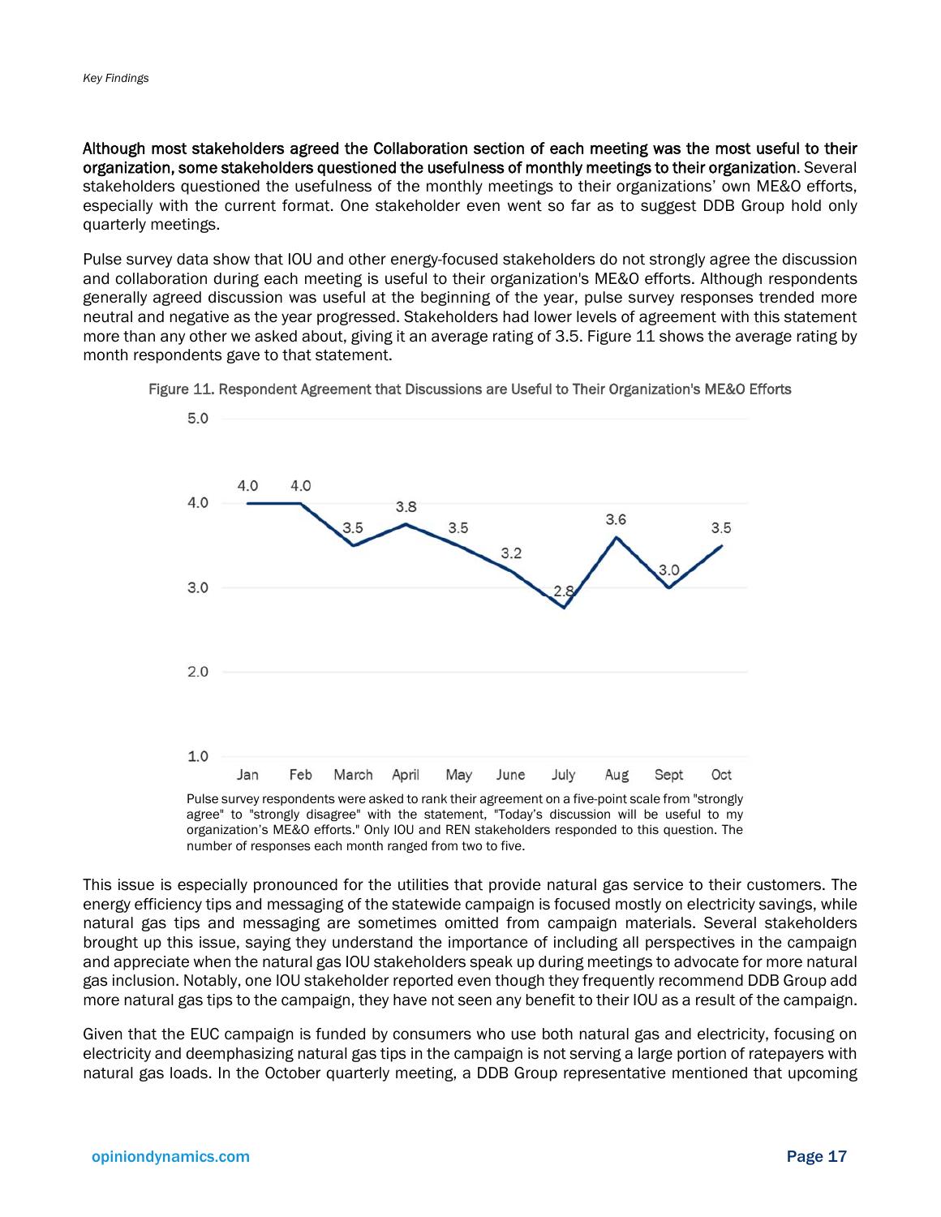Although most stakeholders agreed the Collaboration section of each meeting was the most useful to their organization, some stakeholders questioned the usefulness of monthly meetings to their organization. Several stakeholders questioned the usefulness of the monthly meetings to their organizations' own ME&O efforts, especially with the current format. One stakeholder even went so far as to suggest DDB Group hold only quarterly meetings.

Pulse survey data show that IOU and other energy-focused stakeholders do not strongly agree the discussion and collaboration during each meeting is useful to their organization's ME&O efforts. Although respondents generally agreed discussion was useful at the beginning of the year, pulse survey responses trended more neutral and negative as the year progressed. Stakeholders had lower levels of agreement with this statement more than any other we asked about, giving it an average rating of 3.5. Figure 11 shows the average rating by month respondents gave to that statement.

Figure 11. Respondent Agreement that Discussions are Useful to Their Organization's ME&O Efforts

| Month | Average Rating |
|---|---|
| Jan | 4.0 |
| Feb | 4.0 |
| March | 3.5 |
| April | 3.8 |
| May | 3.5 |
| June | 3.2 |
| July | 2.8 |
| Aug | 3.6 |
| Sept | 3.0 |
| Oct | 3.5 |

Pulse survey respondents were asked to rank their agreement on a five-point scale from "strongly agree" to "strongly disagree" with the statement, "Today's discussion will be useful to my organization's ME&O efforts." Only IOU and REN stakeholders responded to this question. The number of responses each month ranged from two to five.

This issue is especially pronounced for the utilities that provide natural gas service to their customers. The energy efficiency tips and messaging of the statewide campaign is focused mostly on electricity savings, while natural gas tips and messaging are sometimes omitted from campaign materials. Several stakeholders brought up this issue, saying they understand the importance of including all perspectives in the campaign and appreciate when the natural gas IOU stakeholders speak up during meetings to advocate for more natural gas inclusion. Notably, one IOU stakeholder reported even though they frequently recommend DDB Group add more natural gas tips to the campaign, they have not seen any benefit to their IOU as a result of the campaign.

Given that the EUC campaign is funded by consumers who use both natural gas and electricity, focusing on electricity and deemphasizing natural gas tips in the campaign is not serving a large portion of ratepayers with natural gas loads. In the October quarterly meeting, a DDB Group representative mentioned that upcoming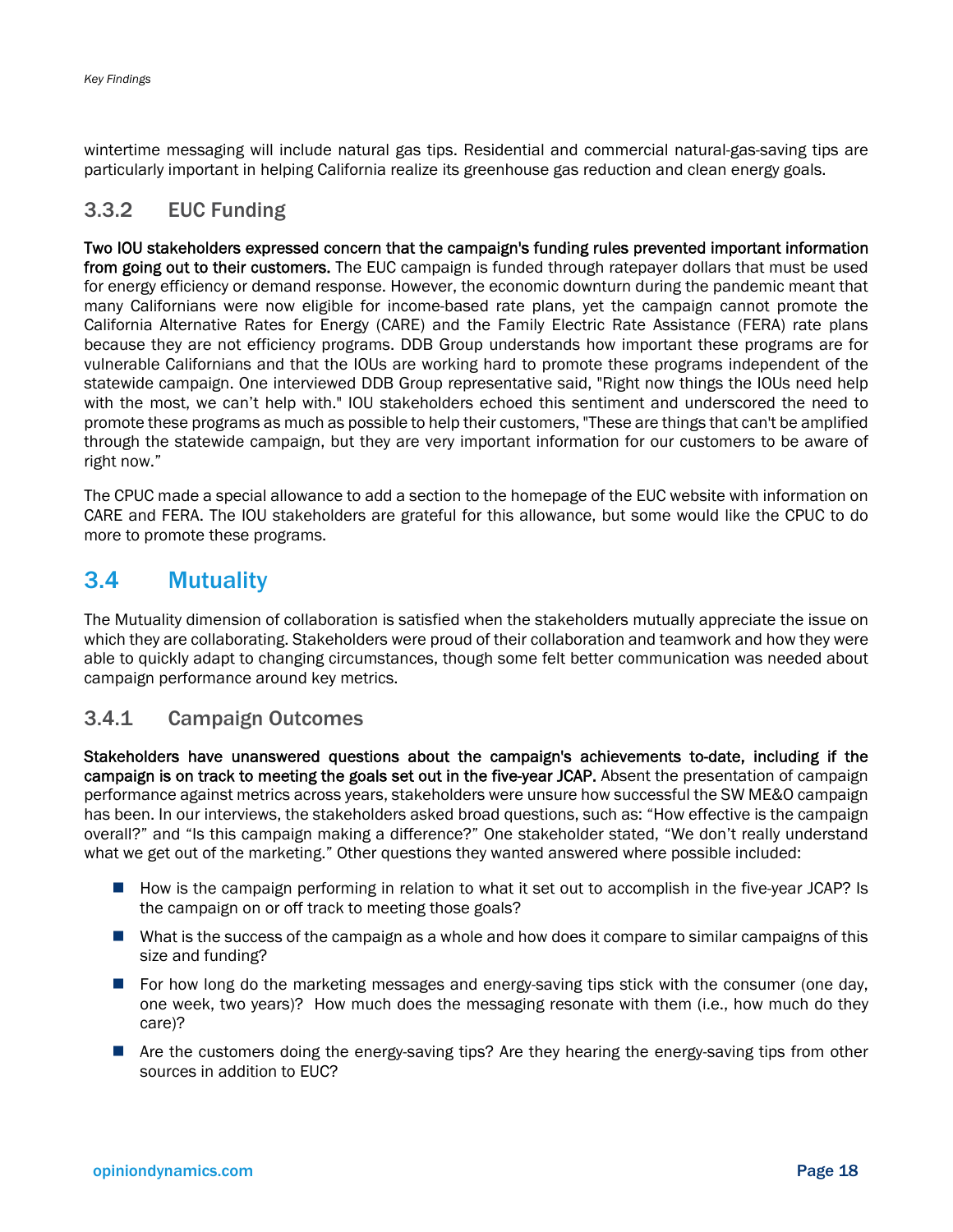wintertime messaging will include natural gas tips. Residential and commercial natural-gas-saving tips are particularly important in helping California realize its greenhouse gas reduction and clean energy goals.

### 3.3.2 EUC Funding

**Two IOU stakeholders expressed concern that the campaign's funding rules prevented important information from going out to their customers.** The EUC campaign is funded through ratepayer dollars that must be used for energy efficiency or demand response. However, the economic downturn during the pandemic meant that many Californians were now eligible for income-based rate plans, yet the campaign cannot promote the California Alternative Rates for Energy (CARE) and the Family Electric Rate Assistance (FERA) rate plans because they are not efficiency programs. DDB Group understands how important these programs are for vulnerable Californians and that the IOUs are working hard to promote these programs independent of the statewide campaign. One interviewed DDB Group representative said, "Right now things the IOUs need help with the most, we can't help with." IOU stakeholders echoed this sentiment and underscored the need to promote these programs as much as possible to help their customers, "These are things that can't be amplified through the statewide campaign, but they are very important information for our customers to be aware of right now."

The CPUC made a special allowance to add a section to the homepage of the EUC website with information on CARE and FERA. The IOU stakeholders are grateful for this allowance, but some would like the CPUC to do more to promote these programs.

## 3.4 Mutuality

The Mutuality dimension of collaboration is satisfied when the stakeholders mutually appreciate the issue on which they are collaborating. Stakeholders were proud of their collaboration and teamwork and how they were able to quickly adapt to changing circumstances, though some felt better communication was needed about campaign performance around key metrics.

### 3.4.1 Campaign Outcomes

**Stakeholders have unanswered questions about the campaign's achievements to-date, including if the campaign is on track to meeting the goals set out in the five-year JCAP.** Absent the presentation of campaign performance against metrics across years, stakeholders were unsure how successful the SW ME&O campaign has been. In our interviews, the stakeholders asked broad questions, such as: "How effective is the campaign overall?" and "Is this campaign making a difference?" One stakeholder stated, "We don't really understand what we get out of the marketing." Other questions they wanted answered where possible included:

- How is the campaign performing in relation to what it set out to accomplish in the five-year JCAP? Is the campaign on or off track to meeting those goals?
- What is the success of the campaign as a whole and how does it compare to similar campaigns of this size and funding?
- For how long do the marketing messages and energy-saving tips stick with the consumer (one day, one week, two years)? How much does the messaging resonate with them (i.e., how much do they care)?
- Are the customers doing the energy-saving tips? Are they hearing the energy-saving tips from other sources in addition to EUC?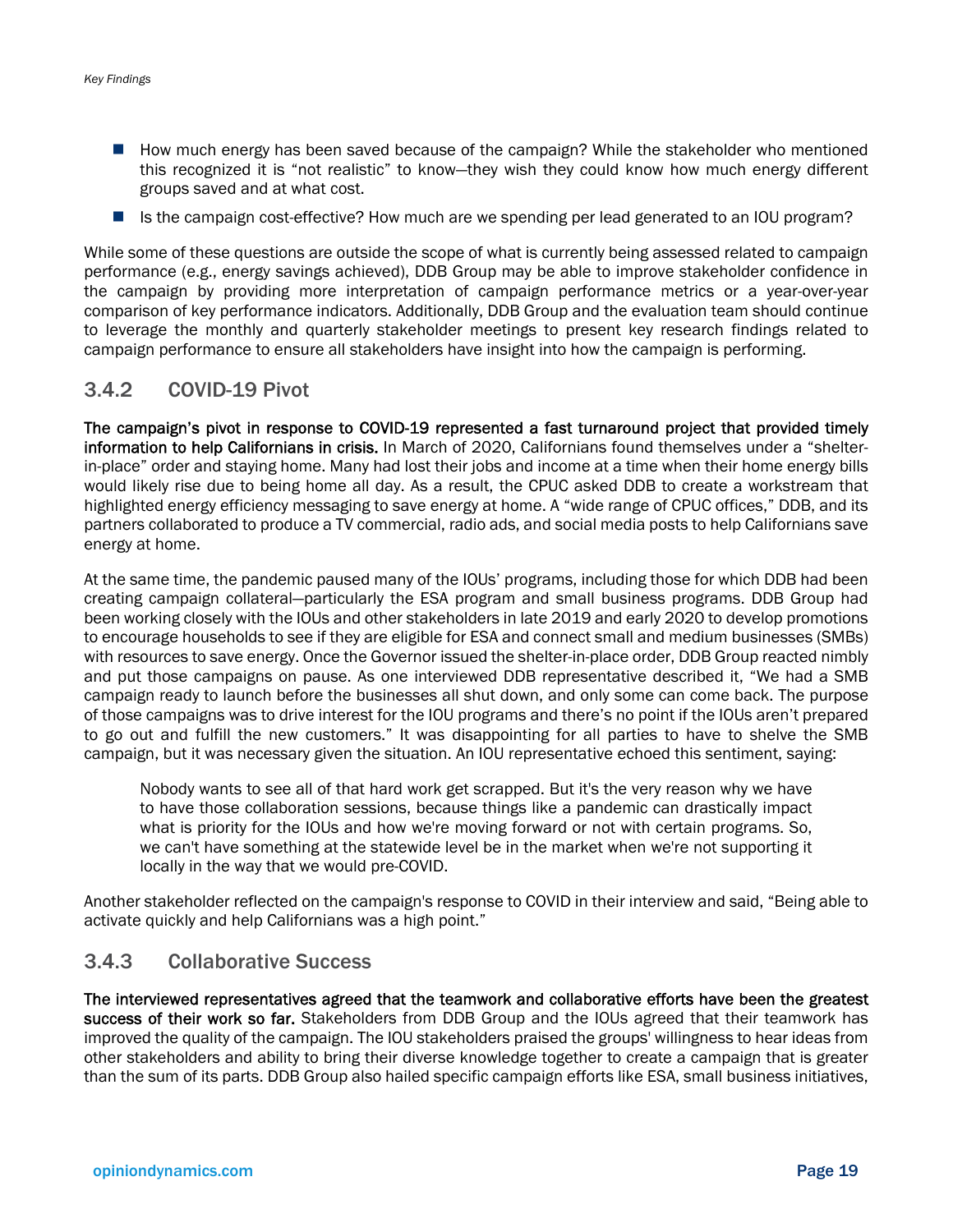- How much energy has been saved because of the campaign? While the stakeholder who mentioned this recognized it is "not realistic" to know—they wish they could know how much energy different groups saved and at what cost.
- Is the campaign cost-effective? How much are we spending per lead generated to an IOU program?

While some of these questions are outside the scope of what is currently being assessed related to campaign performance (e.g., energy savings achieved), DDB Group may be able to improve stakeholder confidence in the campaign by providing more interpretation of campaign performance metrics or a year-over-year comparison of key performance indicators. Additionally, DDB Group and the evaluation team should continue to leverage the monthly and quarterly stakeholder meetings to present key research findings related to campaign performance to ensure all stakeholders have insight into how the campaign is performing.

### 3.4.2 COVID-19 Pivot

**The campaign's pivot in response to COVID-19 represented a fast turnaround project that provided timely information to help Californians in crisis.** In March of 2020, Californians found themselves under a "shelter-in-place" order and staying home. Many had lost their jobs and income at a time when their home energy bills would likely rise due to being home all day. As a result, the CPUC asked DDB to create a workstream that highlighted energy efficiency messaging to save energy at home. A "wide range of CPUC offices," DDB, and its partners collaborated to produce a TV commercial, radio ads, and social media posts to help Californians save energy at home.

At the same time, the pandemic paused many of the IOUs' programs, including those for which DDB had been creating campaign collateral—particularly the ESA program and small business programs. DDB Group had been working closely with the IOUs and other stakeholders in late 2019 and early 2020 to develop promotions to encourage households to see if they are eligible for ESA and connect small and medium businesses (SMBs) with resources to save energy. Once the Governor issued the shelter-in-place order, DDB Group reacted nimbly and put those campaigns on pause. As one interviewed DDB representative described it, "We had a SMB campaign ready to launch before the businesses all shut down, and only some can come back. The purpose of those campaigns was to drive interest for the IOU programs and there's no point if the IOUs aren't prepared to go out and fulfill the new customers." It was disappointing for all parties to have to shelve the SMB campaign, but it was necessary given the situation. An IOU representative echoed this sentiment, saying:

> Nobody wants to see all of that hard work get scrapped. But it's the very reason why we have to have those collaboration sessions, because things like a pandemic can drastically impact what is priority for the IOUs and how we're moving forward or not with certain programs. So, we can't have something at the statewide level be in the market when we're not supporting it locally in the way that we would pre-COVID.

Another stakeholder reflected on the campaign's response to COVID in their interview and said, "Being able to activate quickly and help Californians was a high point."

### 3.4.3 Collaborative Success

**The interviewed representatives agreed that the teamwork and collaborative efforts have been the greatest success of their work so far.** Stakeholders from DDB Group and the IOUs agreed that their teamwork has improved the quality of the campaign. The IOU stakeholders praised the groups' willingness to hear ideas from other stakeholders and ability to bring their diverse knowledge together to create a campaign that is greater than the sum of its parts. DDB Group also hailed specific campaign efforts like ESA, small business initiatives,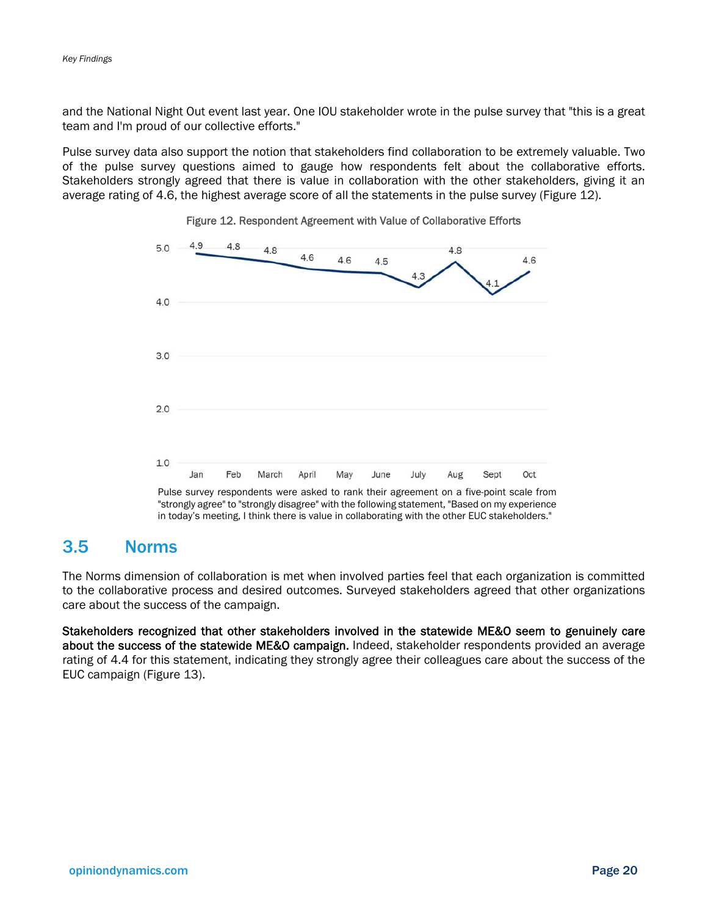and the National Night Out event last year. One IOU stakeholder wrote in the pulse survey that "this is a great team and I'm proud of our collective efforts."

Pulse survey data also support the notion that stakeholders find collaboration to be extremely valuable. Two of the pulse survey questions aimed to gauge how respondents felt about the collaborative efforts. Stakeholders strongly agreed that there is value in collaboration with the other stakeholders, giving it an average rating of 4.6, the highest average score of all the statements in the pulse survey (Figure 12).

Figure 12. Respondent Agreement with Value of Collaborative Efforts

| Jan | Feb | March | April | May | June | July | Aug | Sept | Oct |
|---|---|---|---|---|---|---|---|---|---|
| 4.9 | 4.8 | 4.8 | 4.6 | 4.6 | 4.5 | 4.3 | 4.8 | 4.1 | 4.6 |

Pulse survey respondents were asked to rank their agreement on a five-point scale from "strongly agree" to "strongly disagree" with the following statement, "Based on my experience in today's meeting, I think there is value in collaborating with the other EUC stakeholders."

## 3.5 Norms

The Norms dimension of collaboration is met when involved parties feel that each organization is committed to the collaborative process and desired outcomes. Surveyed stakeholders agreed that other organizations care about the success of the campaign.

**Stakeholders recognized that other stakeholders involved in the statewide ME&O seem to genuinely care about the success of the statewide ME&O campaign.** Indeed, stakeholder respondents provided an average rating of 4.4 for this statement, indicating they strongly agree their colleagues care about the success of the EUC campaign (Figure 13).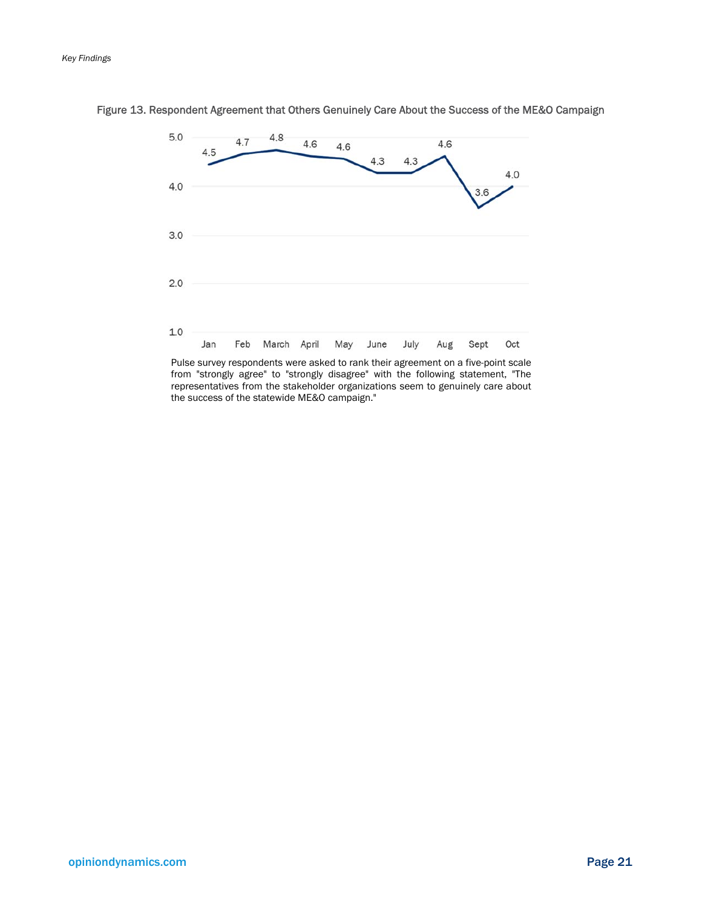Figure 13. Respondent Agreement that Others Genuinely Care About the Success of the ME&O Campaign

| Month | Agreement |
|---|---|
| Jan | 4.5 |
| Feb | 4.7 |
| March | 4.8 |
| April | 4.6 |
| May | 4.6 |
| June | 4.3 |
| July | 4.3 |
| Aug | 4.6 |
| Sept | 3.6 |
| Oct | 4.0 |

Pulse survey respondents were asked to rank their agreement on a five-point scale from "strongly agree" to "strongly disagree" with the following statement, "The representatives from the stakeholder organizations seem to genuinely care about the success of the statewide ME&O campaign."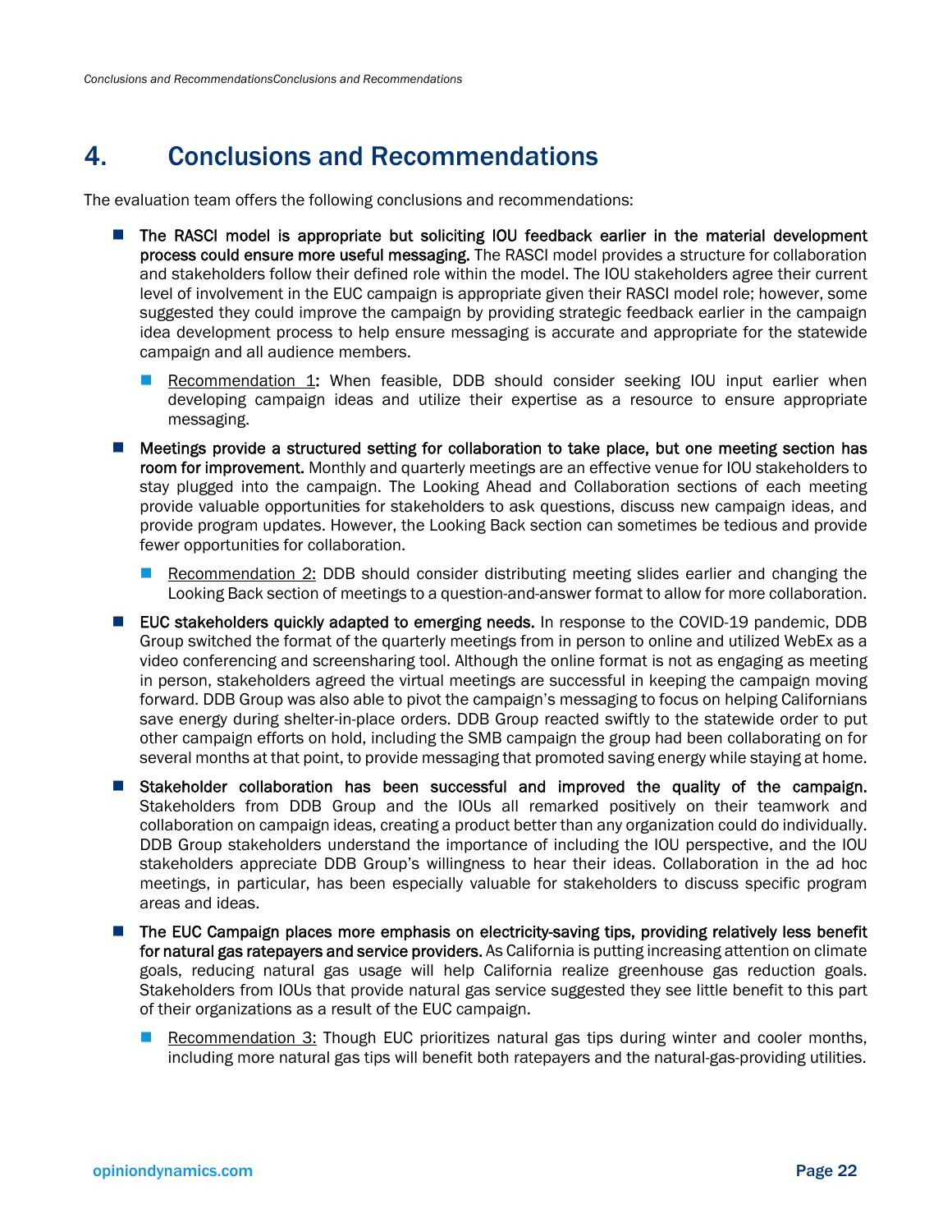# 4. Conclusions and Recommendations

The evaluation team offers the following conclusions and recommendations:

- **The RASCI model is appropriate but soliciting IOU feedback earlier in the material development process could ensure more useful messaging.** The RASCI model provides a structure for collaboration and stakeholders follow their defined role within the model. The IOU stakeholders agree their current level of involvement in the EUC campaign is appropriate given their RASCI model role; however, some suggested they could improve the campaign by providing strategic feedback earlier in the campaign idea development process to help ensure messaging is accurate and appropriate for the statewide campaign and all audience members.
  - <u>Recommendation 1</u>**:** When feasible, DDB should consider seeking IOU input earlier when developing campaign ideas and utilize their expertise as a resource to ensure appropriate messaging.
- **Meetings provide a structured setting for collaboration to take place, but one meeting section has room for improvement.** Monthly and quarterly meetings are an effective venue for IOU stakeholders to stay plugged into the campaign. The Looking Ahead and Collaboration sections of each meeting provide valuable opportunities for stakeholders to ask questions, discuss new campaign ideas, and provide program updates. However, the Looking Back section can sometimes be tedious and provide fewer opportunities for collaboration.
  - <u>Recommendation 2:</u> DDB should consider distributing meeting slides earlier and changing the Looking Back section of meetings to a question-and-answer format to allow for more collaboration.
- **EUC stakeholders quickly adapted to emerging needs.** In response to the COVID-19 pandemic, DDB Group switched the format of the quarterly meetings from in person to online and utilized WebEx as a video conferencing and screensharing tool. Although the online format is not as engaging as meeting in person, stakeholders agreed the virtual meetings are successful in keeping the campaign moving forward. DDB Group was also able to pivot the campaign's messaging to focus on helping Californians save energy during shelter-in-place orders. DDB Group reacted swiftly to the statewide order to put other campaign efforts on hold, including the SMB campaign the group had been collaborating on for several months at that point, to provide messaging that promoted saving energy while staying at home.
- **Stakeholder collaboration has been successful and improved the quality of the campaign.** Stakeholders from DDB Group and the IOUs all remarked positively on their teamwork and collaboration on campaign ideas, creating a product better than any organization could do individually. DDB Group stakeholders understand the importance of including the IOU perspective, and the IOU stakeholders appreciate DDB Group's willingness to hear their ideas. Collaboration in the ad hoc meetings, in particular, has been especially valuable for stakeholders to discuss specific program areas and ideas.
- **The EUC Campaign places more emphasis on electricity-saving tips, providing relatively less benefit for natural gas ratepayers and service providers.** As California is putting increasing attention on climate goals, reducing natural gas usage will help California realize greenhouse gas reduction goals. Stakeholders from IOUs that provide natural gas service suggested they see little benefit to this part of their organizations as a result of the EUC campaign.
  - <u>Recommendation 3:</u> Though EUC prioritizes natural gas tips during winter and cooler months, including more natural gas tips will benefit both ratepayers and the natural-gas-providing utilities.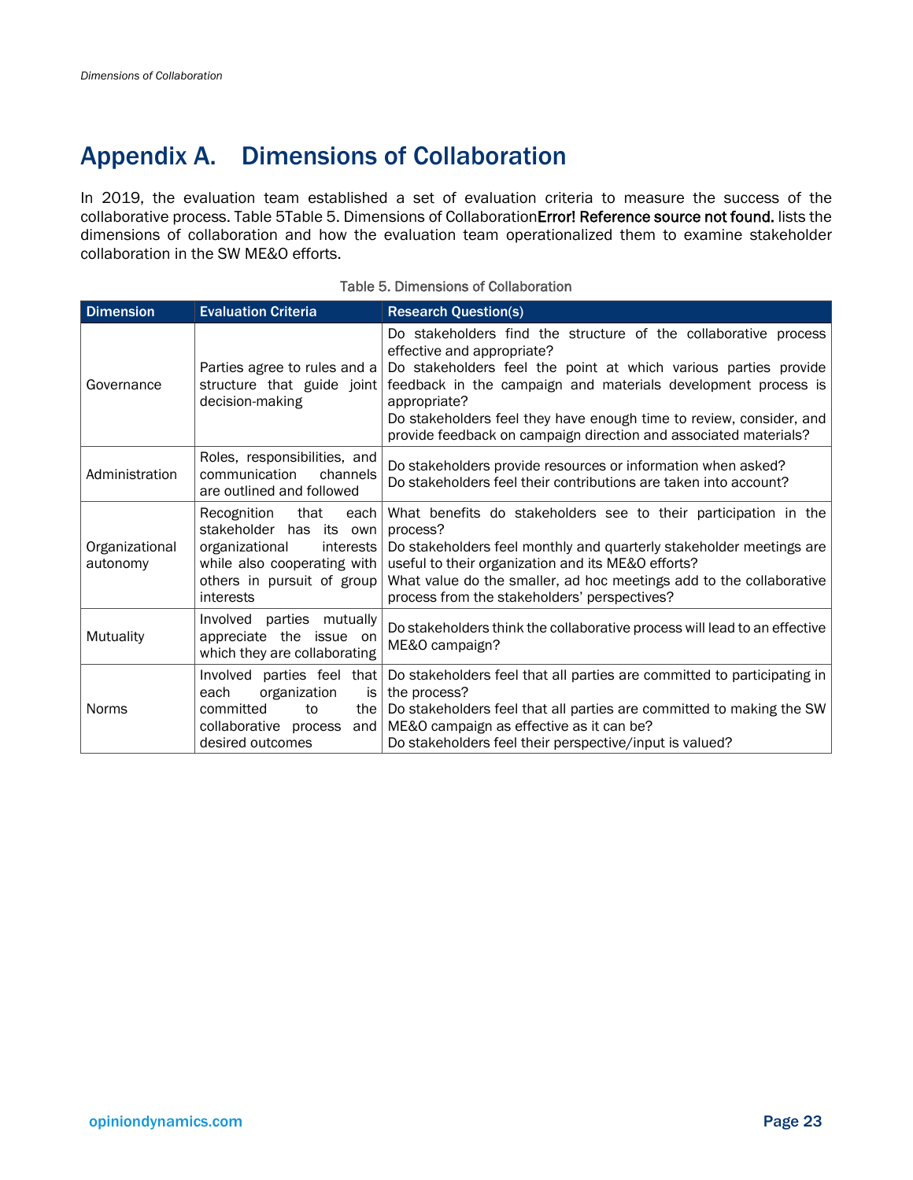# Appendix A. Dimensions of Collaboration

In 2019, the evaluation team established a set of evaluation criteria to measure the success of the collaborative process. Table 5Table 5. Dimensions of Collaboration**Error! Reference source not found.** lists the dimensions of collaboration and how the evaluation team operationalized them to examine stakeholder collaboration in the SW ME&O efforts.

Table 5. Dimensions of Collaboration

| Dimension | Evaluation Criteria | Research Question(s) |
|---|---|---|
| Governance | Parties agree to rules and a structure that guide joint decision-making | Do stakeholders find the structure of the collaborative process effective and appropriate?<br>Do stakeholders feel the point at which various parties provide feedback in the campaign and materials development process is appropriate?<br>Do stakeholders feel they have enough time to review, consider, and provide feedback on campaign direction and associated materials? |
| Administration | Roles, responsibilities, and communication channels are outlined and followed | Do stakeholders provide resources or information when asked?<br>Do stakeholders feel their contributions are taken into account? |
| Organizational autonomy | Recognition that each stakeholder has its own organizational interests while also cooperating with others in pursuit of group interests | What benefits do stakeholders see to their participation in the process?<br>Do stakeholders feel monthly and quarterly stakeholder meetings are useful to their organization and its ME&O efforts?<br>What value do the smaller, ad hoc meetings add to the collaborative process from the stakeholders' perspectives? |
| Mutuality | Involved parties mutually appreciate the issue on which they are collaborating | Do stakeholders think the collaborative process will lead to an effective ME&O campaign? |
| Norms | Involved parties feel that each organization is committed to the collaborative process and desired outcomes | Do stakeholders feel that all parties are committed to participating in the process?<br>Do stakeholders feel that all parties are committed to making the SW ME&O campaign as effective as it can be?<br>Do stakeholders feel their perspective/input is valued? |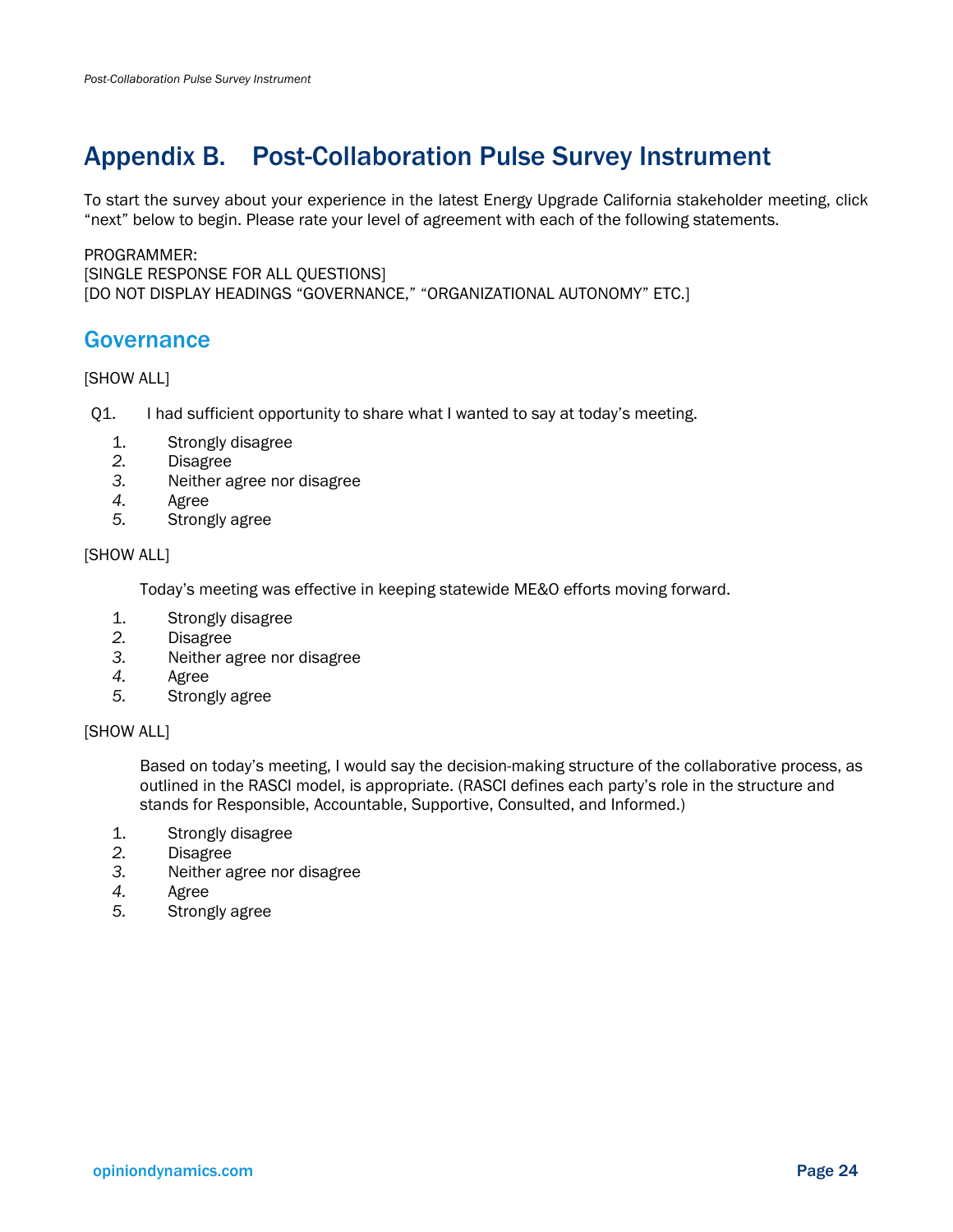# Appendix B. Post-Collaboration Pulse Survey Instrument

To start the survey about your experience in the latest Energy Upgrade California stakeholder meeting, click "next" below to begin. Please rate your level of agreement with each of the following statements.

PROGRAMMER:
[SINGLE RESPONSE FOR ALL QUESTIONS]
[DO NOT DISPLAY HEADINGS "GOVERNANCE," "ORGANIZATIONAL AUTONOMY" ETC.]

## Governance

[SHOW ALL]

Q1. I had sufficient opportunity to share what I wanted to say at today's meeting.

1. Strongly disagree
2. Disagree
3. Neither agree nor disagree
4. Agree
5. Strongly agree

[SHOW ALL]

Today's meeting was effective in keeping statewide ME&O efforts moving forward.

1. Strongly disagree
2. Disagree
3. Neither agree nor disagree
4. Agree
5. Strongly agree

[SHOW ALL]

Based on today's meeting, I would say the decision-making structure of the collaborative process, as outlined in the RASCI model, is appropriate. (RASCI defines each party's role in the structure and stands for Responsible, Accountable, Supportive, Consulted, and Informed.)

1. Strongly disagree
2. Disagree
3. Neither agree nor disagree
4. Agree
5. Strongly agree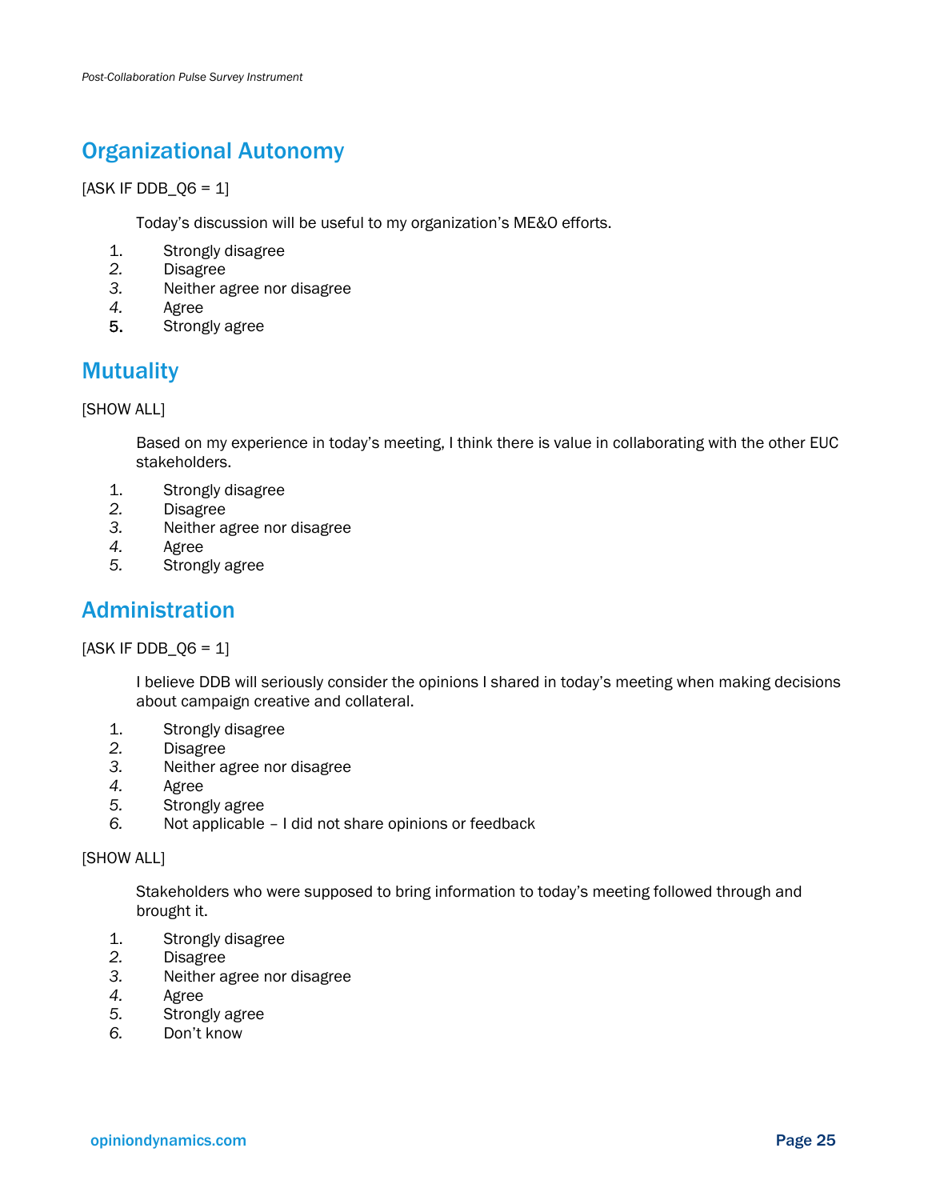## Organizational Autonomy

[ASK IF DDB_Q6 = 1]

Today's discussion will be useful to my organization's ME&O efforts.

1. Strongly disagree
2. Disagree
3. Neither agree nor disagree
4. Agree
5. Strongly agree

## Mutuality

[SHOW ALL]

Based on my experience in today's meeting, I think there is value in collaborating with the other EUC stakeholders.

1. Strongly disagree
2. Disagree
3. Neither agree nor disagree
4. Agree
5. Strongly agree

## Administration

[ASK IF DDB_Q6 = 1]

I believe DDB will seriously consider the opinions I shared in today's meeting when making decisions about campaign creative and collateral.

1. Strongly disagree
2. Disagree
3. Neither agree nor disagree
4. Agree
5. Strongly agree
6. Not applicable – I did not share opinions or feedback

[SHOW ALL]

Stakeholders who were supposed to bring information to today's meeting followed through and brought it.

1. Strongly disagree
2. Disagree
3. Neither agree nor disagree
4. Agree
5. Strongly agree
6. Don't know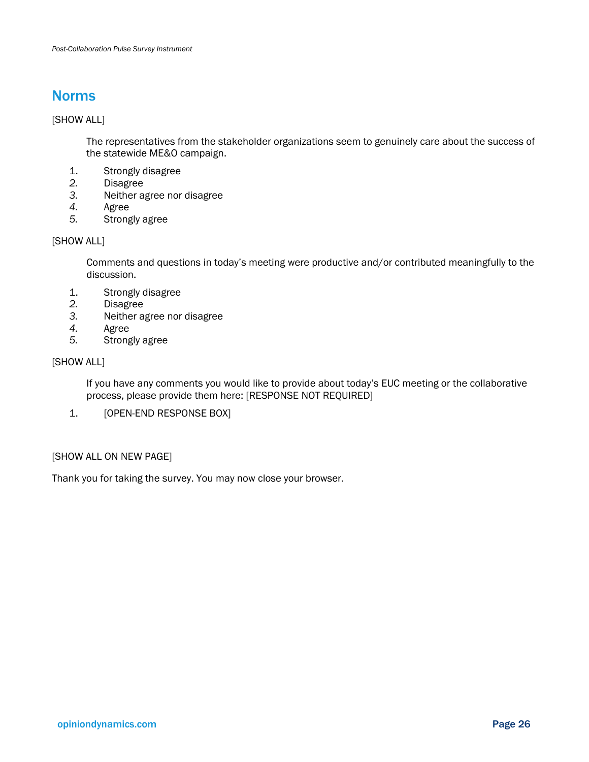## Norms

[SHOW ALL]

The representatives from the stakeholder organizations seem to genuinely care about the success of the statewide ME&O campaign.

1. Strongly disagree
2. Disagree
3. Neither agree nor disagree
4. Agree
5. Strongly agree

[SHOW ALL]

Comments and questions in today's meeting were productive and/or contributed meaningfully to the discussion.

1. Strongly disagree
2. Disagree
3. Neither agree nor disagree
4. Agree
5. Strongly agree

[SHOW ALL]

If you have any comments you would like to provide about today's EUC meeting or the collaborative process, please provide them here: [RESPONSE NOT REQUIRED]

1. [OPEN-END RESPONSE BOX]

[SHOW ALL ON NEW PAGE]

Thank you for taking the survey. You may now close your browser.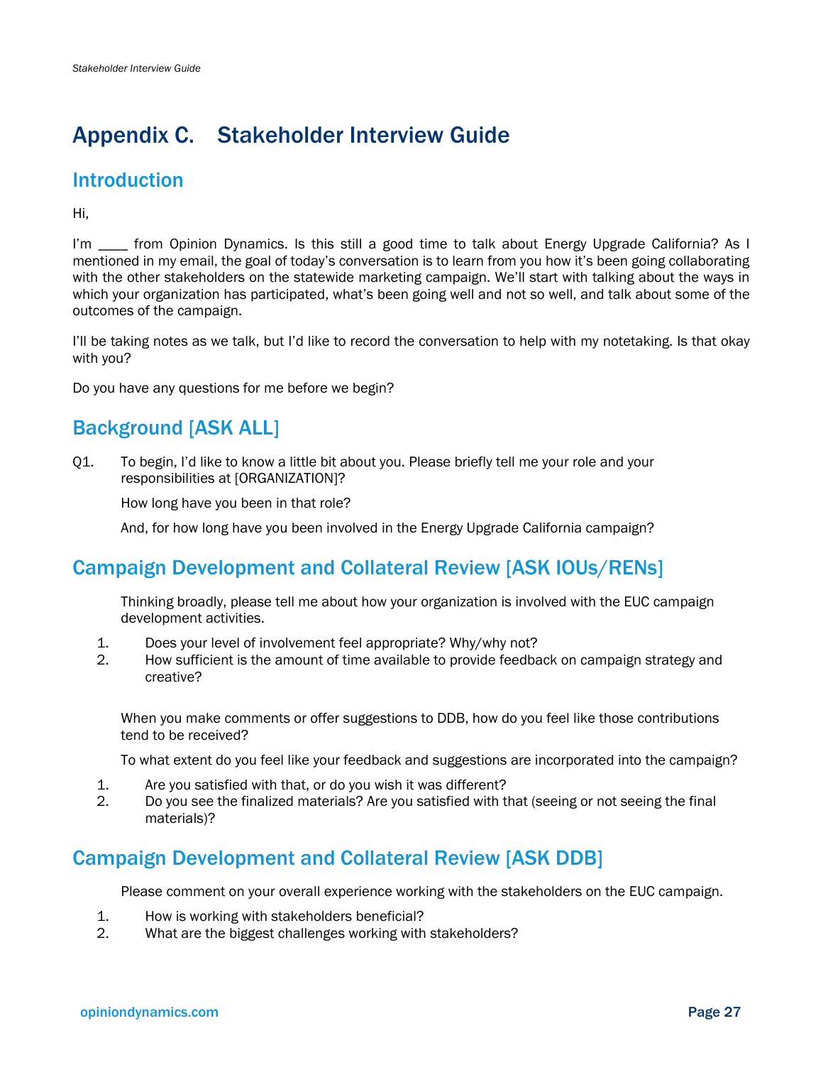# Appendix C. Stakeholder Interview Guide

## Introduction

Hi,

I'm ____ from Opinion Dynamics. Is this still a good time to talk about Energy Upgrade California? As I mentioned in my email, the goal of today's conversation is to learn from you how it's been going collaborating with the other stakeholders on the statewide marketing campaign. We'll start with talking about the ways in which your organization has participated, what's been going well and not so well, and talk about some of the outcomes of the campaign.

I'll be taking notes as we talk, but I'd like to record the conversation to help with my notetaking. Is that okay with you?

Do you have any questions for me before we begin?

## Background [ASK ALL]

Q1. To begin, I'd like to know a little bit about you. Please briefly tell me your role and your responsibilities at [ORGANIZATION]?

How long have you been in that role?

And, for how long have you been involved in the Energy Upgrade California campaign?

## Campaign Development and Collateral Review [ASK IOUs/RENs]

Thinking broadly, please tell me about how your organization is involved with the EUC campaign development activities.

1. Does your level of involvement feel appropriate? Why/why not?
2. How sufficient is the amount of time available to provide feedback on campaign strategy and creative?

When you make comments or offer suggestions to DDB, how do you feel like those contributions tend to be received?

To what extent do you feel like your feedback and suggestions are incorporated into the campaign?

1. Are you satisfied with that, or do you wish it was different?
2. Do you see the finalized materials? Are you satisfied with that (seeing or not seeing the final materials)?

## Campaign Development and Collateral Review [ASK DDB]

Please comment on your overall experience working with the stakeholders on the EUC campaign.

1. How is working with stakeholders beneficial?
2. What are the biggest challenges working with stakeholders?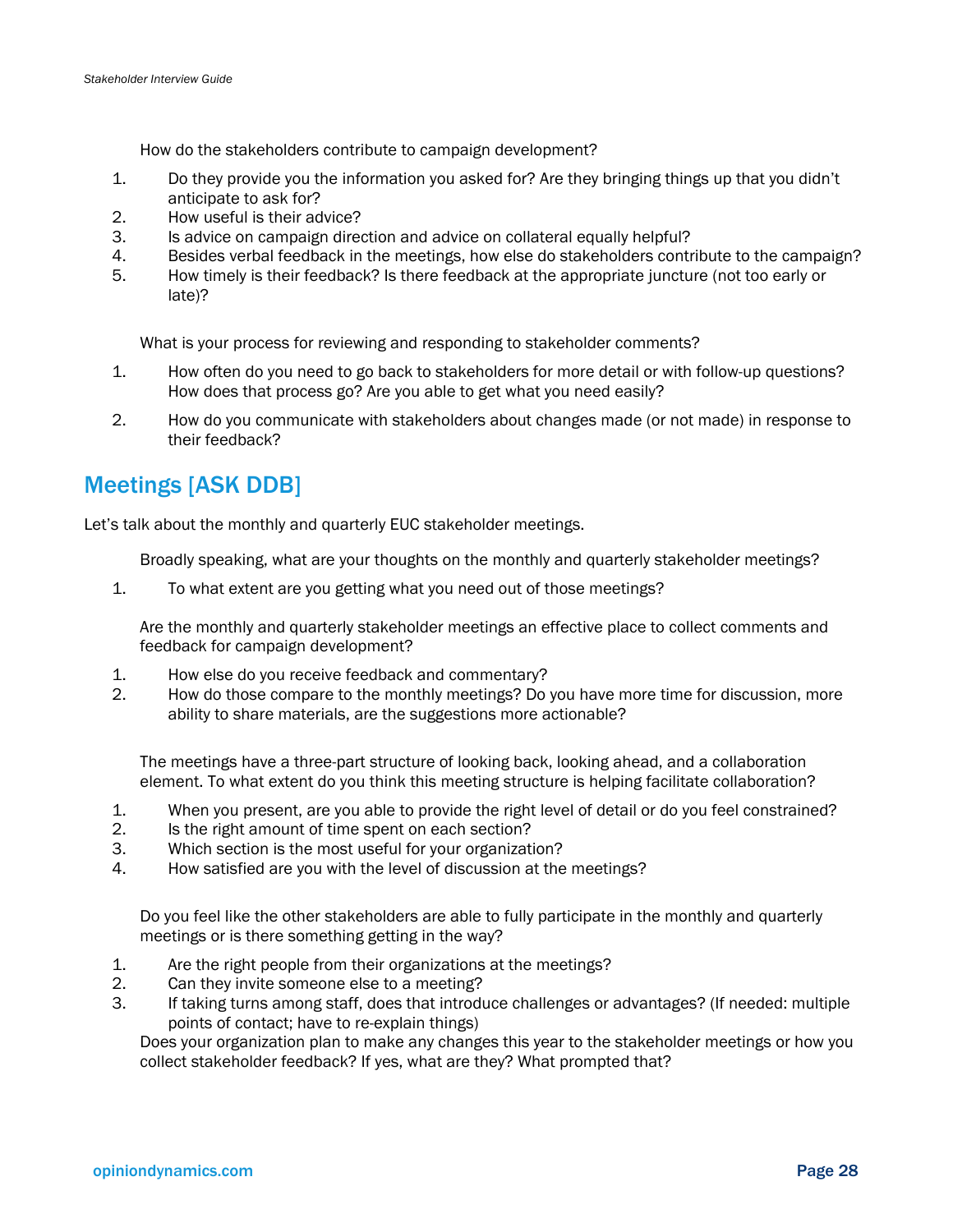How do the stakeholders contribute to campaign development?

1. Do they provide you the information you asked for? Are they bringing things up that you didn't anticipate to ask for?
2. How useful is their advice?
3. Is advice on campaign direction and advice on collateral equally helpful?
4. Besides verbal feedback in the meetings, how else do stakeholders contribute to the campaign?
5. How timely is their feedback? Is there feedback at the appropriate juncture (not too early or late)?

What is your process for reviewing and responding to stakeholder comments?

1. How often do you need to go back to stakeholders for more detail or with follow-up questions? How does that process go? Are you able to get what you need easily?
2. How do you communicate with stakeholders about changes made (or not made) in response to their feedback?

## Meetings [ASK DDB]

Let's talk about the monthly and quarterly EUC stakeholder meetings.

Broadly speaking, what are your thoughts on the monthly and quarterly stakeholder meetings?

1. To what extent are you getting what you need out of those meetings?

Are the monthly and quarterly stakeholder meetings an effective place to collect comments and feedback for campaign development?

1. How else do you receive feedback and commentary?
2. How do those compare to the monthly meetings? Do you have more time for discussion, more ability to share materials, are the suggestions more actionable?

The meetings have a three-part structure of looking back, looking ahead, and a collaboration element. To what extent do you think this meeting structure is helping facilitate collaboration?

1. When you present, are you able to provide the right level of detail or do you feel constrained?
2. Is the right amount of time spent on each section?
3. Which section is the most useful for your organization?
4. How satisfied are you with the level of discussion at the meetings?

Do you feel like the other stakeholders are able to fully participate in the monthly and quarterly meetings or is there something getting in the way?

1. Are the right people from their organizations at the meetings?
2. Can they invite someone else to a meeting?
3. If taking turns among staff, does that introduce challenges or advantages? (If needed: multiple points of contact; have to re-explain things)

Does your organization plan to make any changes this year to the stakeholder meetings or how you collect stakeholder feedback? If yes, what are they? What prompted that?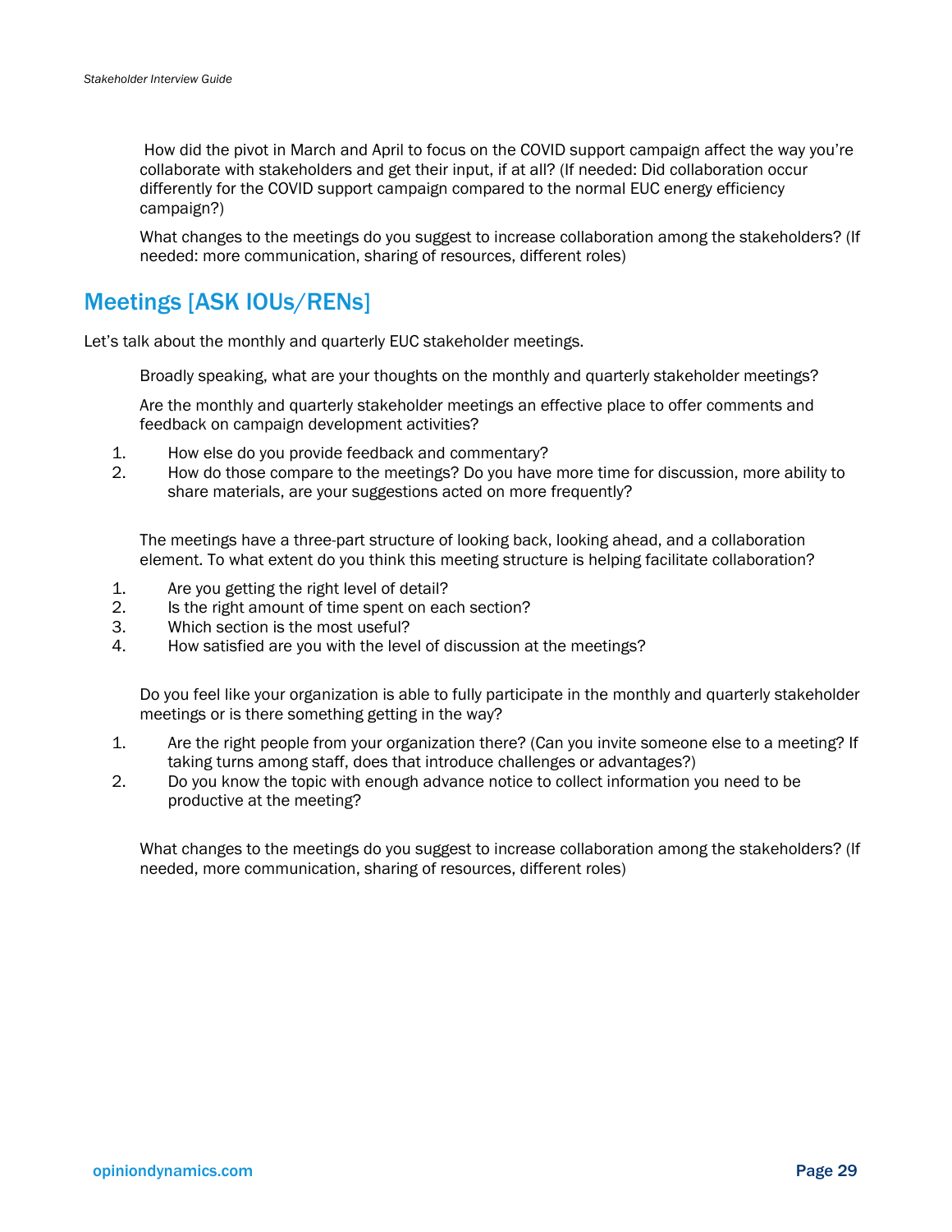How did the pivot in March and April to focus on the COVID support campaign affect the way you're collaborate with stakeholders and get their input, if at all? (If needed: Did collaboration occur differently for the COVID support campaign compared to the normal EUC energy efficiency campaign?)

What changes to the meetings do you suggest to increase collaboration among the stakeholders? (If needed: more communication, sharing of resources, different roles)

## Meetings [ASK IOUs/RENs]

Let's talk about the monthly and quarterly EUC stakeholder meetings.

Broadly speaking, what are your thoughts on the monthly and quarterly stakeholder meetings?

Are the monthly and quarterly stakeholder meetings an effective place to offer comments and feedback on campaign development activities?

1. How else do you provide feedback and commentary?
2. How do those compare to the meetings? Do you have more time for discussion, more ability to share materials, are your suggestions acted on more frequently?

The meetings have a three-part structure of looking back, looking ahead, and a collaboration element. To what extent do you think this meeting structure is helping facilitate collaboration?

1. Are you getting the right level of detail?
2. Is the right amount of time spent on each section?
3. Which section is the most useful?
4. How satisfied are you with the level of discussion at the meetings?

Do you feel like your organization is able to fully participate in the monthly and quarterly stakeholder meetings or is there something getting in the way?

1. Are the right people from your organization there? (Can you invite someone else to a meeting? If taking turns among staff, does that introduce challenges or advantages?)
2. Do you know the topic with enough advance notice to collect information you need to be productive at the meeting?

What changes to the meetings do you suggest to increase collaboration among the stakeholders? (If needed, more communication, sharing of resources, different roles)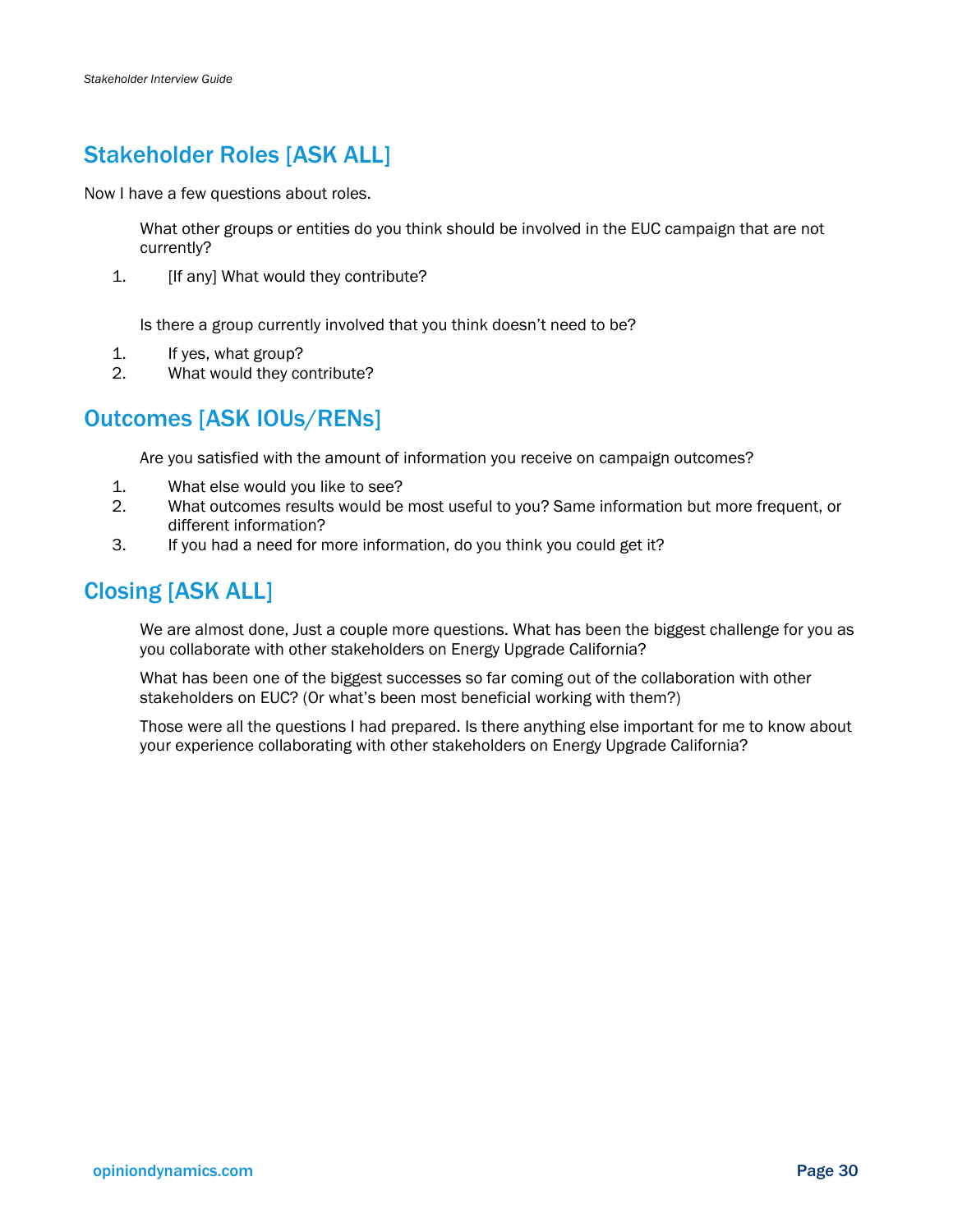## Stakeholder Roles [ASK ALL]

Now I have a few questions about roles.

What other groups or entities do you think should be involved in the EUC campaign that are not currently?

1. [If any] What would they contribute?

Is there a group currently involved that you think doesn't need to be?

1. If yes, what group?
2. What would they contribute?

## Outcomes [ASK IOUs/RENs]

Are you satisfied with the amount of information you receive on campaign outcomes?

1. What else would you like to see?
2. What outcomes results would be most useful to you? Same information but more frequent, or different information?
3. If you had a need for more information, do you think you could get it?

## Closing [ASK ALL]

We are almost done, Just a couple more questions. What has been the biggest challenge for you as you collaborate with other stakeholders on Energy Upgrade California?

What has been one of the biggest successes so far coming out of the collaboration with other stakeholders on EUC? (Or what's been most beneficial working with them?)

Those were all the questions I had prepared. Is there anything else important for me to know about your experience collaborating with other stakeholders on Energy Upgrade California?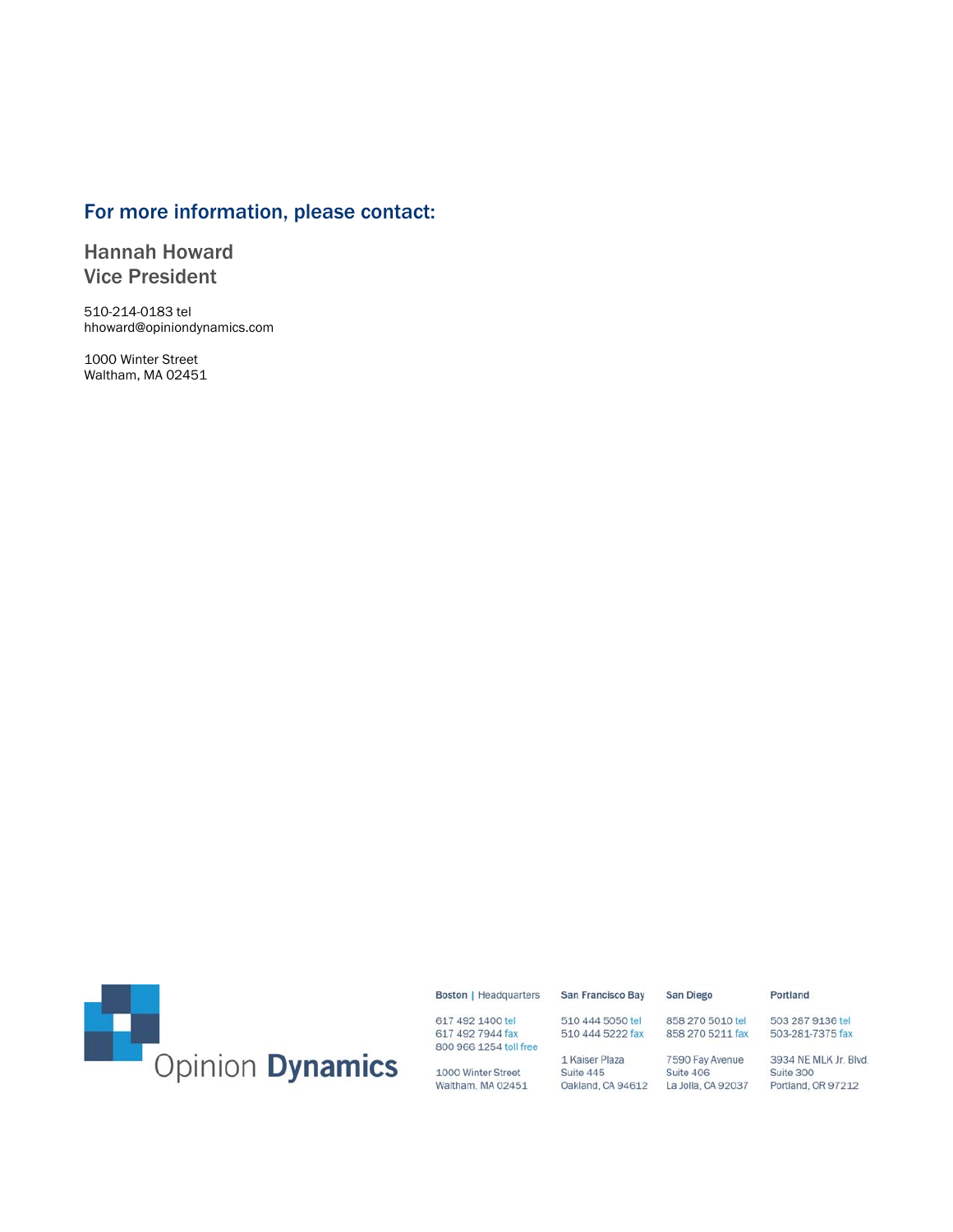## For more information, please contact:

### Hannah Howard
### Vice President

510-214-0183 tel
hhoward@opiniondynamics.com

1000 Winter Street
Waltham, MA 02451

Opinion Dynamics

**Boston** | Headquarters

617 492 1400 tel
617 492 7944 fax
800 966 1254 toll free

1000 Winter Street
Waltham, MA 02451

**San Francisco Bay**

510 444 5050 tel
510 444 5222 fax

1 Kaiser Plaza
Suite 445
Oakland, CA 94612

**San Diego**

858 270 5010 tel
858 270 5211 fax

7590 Fay Avenue
Suite 406
La Jolla, CA 92037

**Portland**

503 287 9136 tel
503-281-7375 fax

3934 NE MLK Jr. Blvd.
Suite 300
Portland, OR 97212